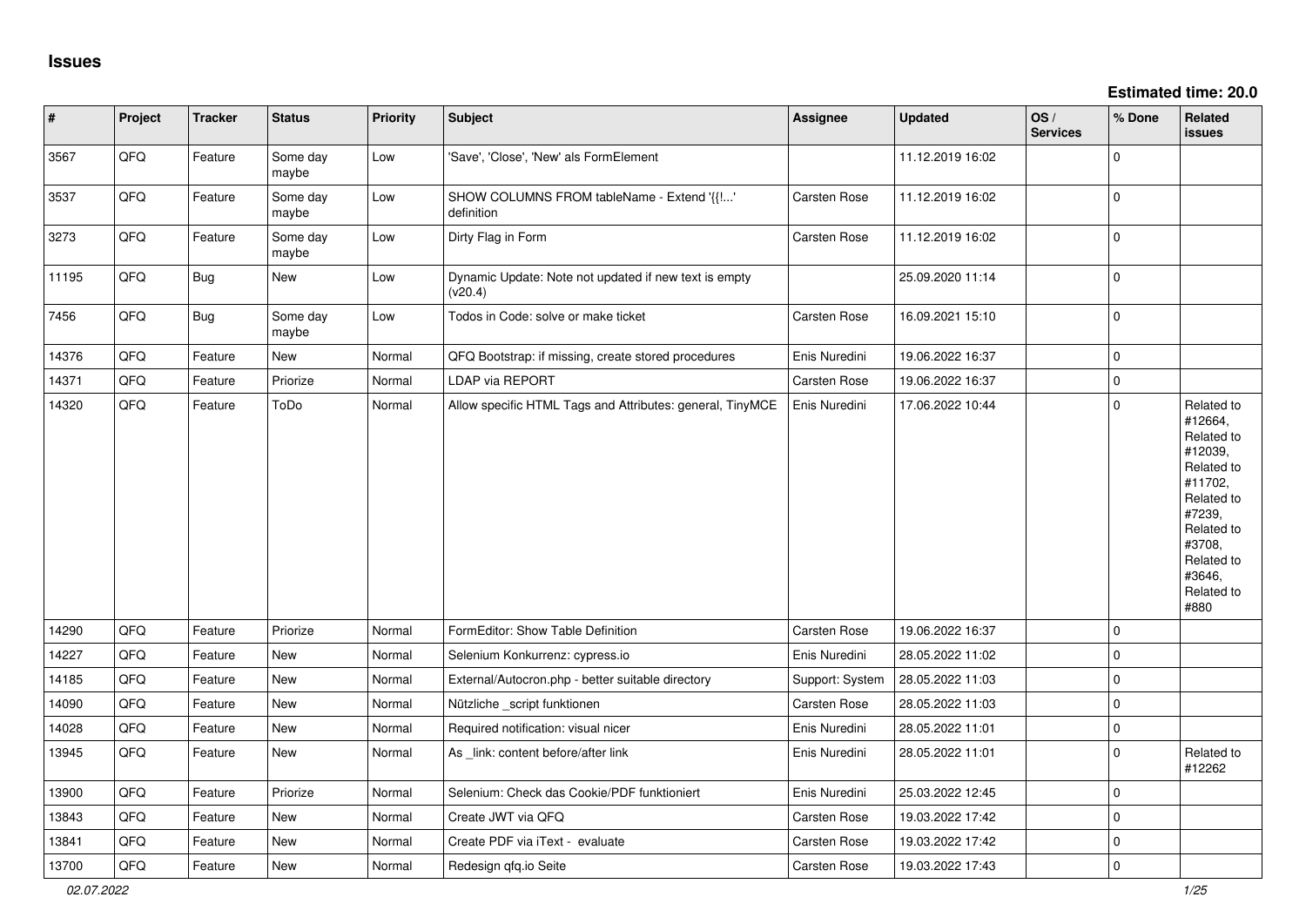# Issues

**Estimated time: 20.0**

| # | Project | Tracker | Status | Priority | Subject | Assignee | Updated | OS / Services | % Done | Related issues |
|---|---|---|---|---|---|---|---|---|---|---|
| 3567 | QFQ | Feature | Some day maybe | Low | 'Save', 'Close', 'New' als FormElement | | 11.12.2019 16:02 | | 0 | |
| 3537 | QFQ | Feature | Some day maybe | Low | SHOW COLUMNS FROM tableName - Extend '{{!...' definition | Carsten Rose | 11.12.2019 16:02 | | 0 | |
| 3273 | QFQ | Feature | Some day maybe | Low | Dirty Flag in Form | Carsten Rose | 11.12.2019 16:02 | | 0 | |
| 11195 | QFQ | Bug | New | Low | Dynamic Update: Note not updated if new text is empty (v20.4) | | 25.09.2020 11:14 | | 0 | |
| 7456 | QFQ | Bug | Some day maybe | Low | Todos in Code: solve or make ticket | Carsten Rose | 16.09.2021 15:10 | | 0 | |
| 14376 | QFQ | Feature | New | Normal | QFQ Bootstrap: if missing, create stored procedures | Enis Nuredini | 19.06.2022 16:37 | | 0 | |
| 14371 | QFQ | Feature | Priorize | Normal | LDAP via REPORT | Carsten Rose | 19.06.2022 16:37 | | 0 | |
| 14320 | QFQ | Feature | ToDo | Normal | Allow specific HTML Tags and Attributes: general, TinyMCE | Enis Nuredini | 17.06.2022 10:44 | | 0 | Related to #12664, Related to #12039, Related to #11702, Related to #7239, Related to #3708, Related to #3646, Related to #880 |
| 14290 | QFQ | Feature | Priorize | Normal | FormEditor: Show Table Definition | Carsten Rose | 19.06.2022 16:37 | | 0 | |
| 14227 | QFQ | Feature | New | Normal | Selenium Konkurrenz: cypress.io | Enis Nuredini | 28.05.2022 11:02 | | 0 | |
| 14185 | QFQ | Feature | New | Normal | External/Autocron.php - better suitable directory | Support: System | 28.05.2022 11:03 | | 0 | |
| 14090 | QFQ | Feature | New | Normal | Nützliche _script funktionen | Carsten Rose | 28.05.2022 11:03 | | 0 | |
| 14028 | QFQ | Feature | New | Normal | Required notification: visual nicer | Enis Nuredini | 28.05.2022 11:01 | | 0 | |
| 13945 | QFQ | Feature | New | Normal | As _link: content before/after link | Enis Nuredini | 28.05.2022 11:01 | | 0 | Related to #12262 |
| 13900 | QFQ | Feature | Priorize | Normal | Selenium: Check das Cookie/PDF funktioniert | Enis Nuredini | 25.03.2022 12:45 | | 0 | |
| 13843 | QFQ | Feature | New | Normal | Create JWT via QFQ | Carsten Rose | 19.03.2022 17:42 | | 0 | |
| 13841 | QFQ | Feature | New | Normal | Create PDF via iText - evaluate | Carsten Rose | 19.03.2022 17:42 | | 0 | |
| 13700 | QFQ | Feature | New | Normal | Redesign qfq.io Seite | Carsten Rose | 19.03.2022 17:43 | | 0 | |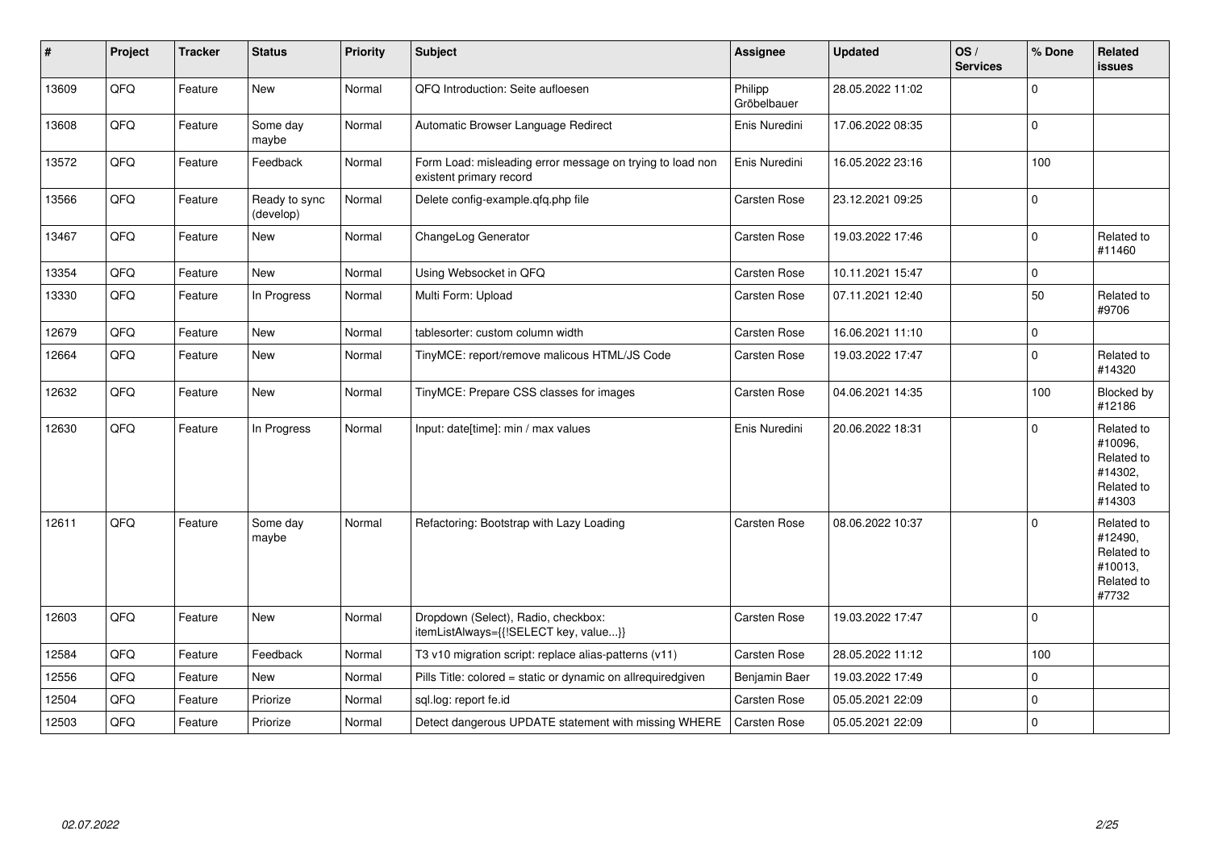| # | Project | Tracker | Status | Priority | Subject | Assignee | Updated | OS / Services | % Done | Related issues |
|---|---|---|---|---|---|---|---|---|---|---|
| 13609 | QFQ | Feature | New | Normal | QFQ Introduction: Seite aufloesen | Philipp Gröbelbauer | 28.05.2022 11:02 | | 0 | |
| 13608 | QFQ | Feature | Some day maybe | Normal | Automatic Browser Language Redirect | Enis Nuredini | 17.06.2022 08:35 | | 0 | |
| 13572 | QFQ | Feature | Feedback | Normal | Form Load: misleading error message on trying to load non existent primary record | Enis Nuredini | 16.05.2022 23:16 | | 100 | |
| 13566 | QFQ | Feature | Ready to sync (develop) | Normal | Delete config-example.qfq.php file | Carsten Rose | 23.12.2021 09:25 | | 0 | |
| 13467 | QFQ | Feature | New | Normal | ChangeLog Generator | Carsten Rose | 19.03.2022 17:46 | | 0 | Related to #11460 |
| 13354 | QFQ | Feature | New | Normal | Using Websocket in QFQ | Carsten Rose | 10.11.2021 15:47 | | 0 | |
| 13330 | QFQ | Feature | In Progress | Normal | Multi Form: Upload | Carsten Rose | 07.11.2021 12:40 | | 50 | Related to #9706 |
| 12679 | QFQ | Feature | New | Normal | tablesorter: custom column width | Carsten Rose | 16.06.2021 11:10 | | 0 | |
| 12664 | QFQ | Feature | New | Normal | TinyMCE: report/remove malicous HTML/JS Code | Carsten Rose | 19.03.2022 17:47 | | 0 | Related to #14320 |
| 12632 | QFQ | Feature | New | Normal | TinyMCE: Prepare CSS classes for images | Carsten Rose | 04.06.2021 14:35 | | 100 | Blocked by #12186 |
| 12630 | QFQ | Feature | In Progress | Normal | Input: date[time]: min / max values | Enis Nuredini | 20.06.2022 18:31 | | 0 | Related to #10096, Related to #14302, Related to #14303 |
| 12611 | QFQ | Feature | Some day maybe | Normal | Refactoring: Bootstrap with Lazy Loading | Carsten Rose | 08.06.2022 10:37 | | 0 | Related to #12490, Related to #10013, Related to #7732 |
| 12603 | QFQ | Feature | New | Normal | Dropdown (Select), Radio, checkbox: itemListAlways={{!SELECT key, value...}} | Carsten Rose | 19.03.2022 17:47 | | 0 | |
| 12584 | QFQ | Feature | Feedback | Normal | T3 v10 migration script: replace alias-patterns (v11) | Carsten Rose | 28.05.2022 11:12 | | 100 | |
| 12556 | QFQ | Feature | New | Normal | Pills Title: colored = static or dynamic on allrequiredgiven | Benjamin Baer | 19.03.2022 17:49 | | 0 | |
| 12504 | QFQ | Feature | Priorize | Normal | sql.log: report fe.id | Carsten Rose | 05.05.2021 22:09 | | 0 | |
| 12503 | QFQ | Feature | Priorize | Normal | Detect dangerous UPDATE statement with missing WHERE | Carsten Rose | 05.05.2021 22:09 | | 0 | |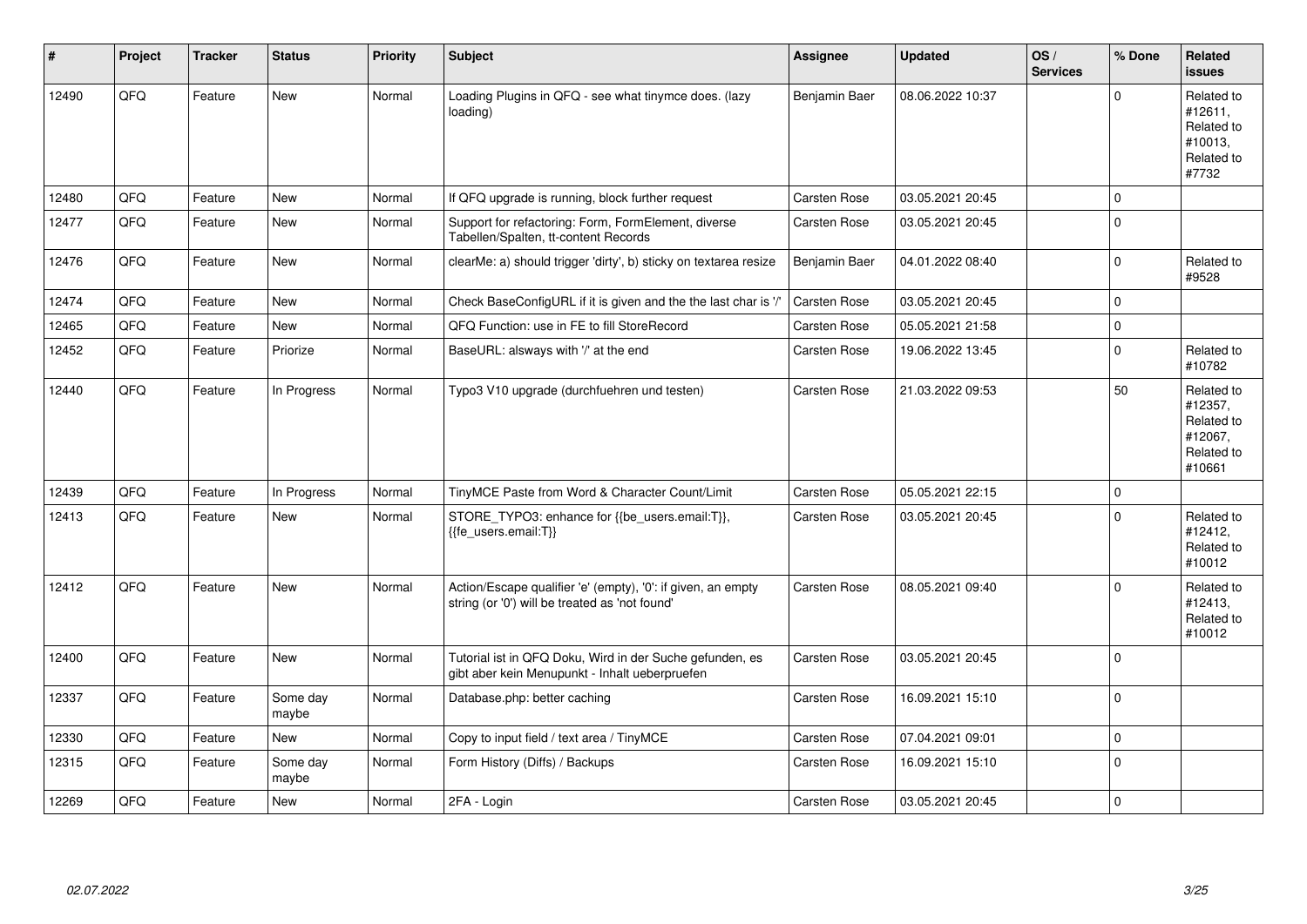| # | Project | Tracker | Status | Priority | Subject | Assignee | Updated | OS / Services | % Done | Related issues |
|---|---|---|---|---|---|---|---|---|---|---|
| 12490 | QFQ | Feature | New | Normal | Loading Plugins in QFQ - see what tinymce does. (lazy loading) | Benjamin Baer | 08.06.2022 10:37 | | 0 | Related to #12611, Related to #10013, Related to #7732 |
| 12480 | QFQ | Feature | New | Normal | If QFQ upgrade is running, block further request | Carsten Rose | 03.05.2021 20:45 | | 0 | |
| 12477 | QFQ | Feature | New | Normal | Support for refactoring: Form, FormElement, diverse Tabellen/Spalten, tt-content Records | Carsten Rose | 03.05.2021 20:45 | | 0 | |
| 12476 | QFQ | Feature | New | Normal | clearMe: a) should trigger 'dirty', b) sticky on textarea resize | Benjamin Baer | 04.01.2022 08:40 | | 0 | Related to #9528 |
| 12474 | QFQ | Feature | New | Normal | Check BaseConfigURL if it is given and the the last char is '/' | Carsten Rose | 03.05.2021 20:45 | | 0 | |
| 12465 | QFQ | Feature | New | Normal | QFQ Function: use in FE to fill StoreRecord | Carsten Rose | 05.05.2021 21:58 | | 0 | |
| 12452 | QFQ | Feature | Priorize | Normal | BaseURL: alsways with '/' at the end | Carsten Rose | 19.06.2022 13:45 | | 0 | Related to #10782 |
| 12440 | QFQ | Feature | In Progress | Normal | Typo3 V10 upgrade (durchfuehren und testen) | Carsten Rose | 21.03.2022 09:53 | | 50 | Related to #12357, Related to #12067, Related to #10661 |
| 12439 | QFQ | Feature | In Progress | Normal | TinyMCE Paste from Word & Character Count/Limit | Carsten Rose | 05.05.2021 22:15 | | 0 | |
| 12413 | QFQ | Feature | New | Normal | STORE_TYPO3: enhance for {{be_users.email:T}}, {{fe_users.email:T}} | Carsten Rose | 03.05.2021 20:45 | | 0 | Related to #12412, Related to #10012 |
| 12412 | QFQ | Feature | New | Normal | Action/Escape qualifier 'e' (empty), '0': if given, an empty string (or '0') will be treated as 'not found' | Carsten Rose | 08.05.2021 09:40 | | 0 | Related to #12413, Related to #10012 |
| 12400 | QFQ | Feature | New | Normal | Tutorial ist in QFQ Doku, Wird in der Suche gefunden, es gibt aber kein Menupunkt - Inhalt ueberpruefen | Carsten Rose | 03.05.2021 20:45 | | 0 | |
| 12337 | QFQ | Feature | Some day maybe | Normal | Database.php: better caching | Carsten Rose | 16.09.2021 15:10 | | 0 | |
| 12330 | QFQ | Feature | New | Normal | Copy to input field / text area / TinyMCE | Carsten Rose | 07.04.2021 09:01 | | 0 | |
| 12315 | QFQ | Feature | Some day maybe | Normal | Form History (Diffs) / Backups | Carsten Rose | 16.09.2021 15:10 | | 0 | |
| 12269 | QFQ | Feature | New | Normal | 2FA - Login | Carsten Rose | 03.05.2021 20:45 | | 0 | |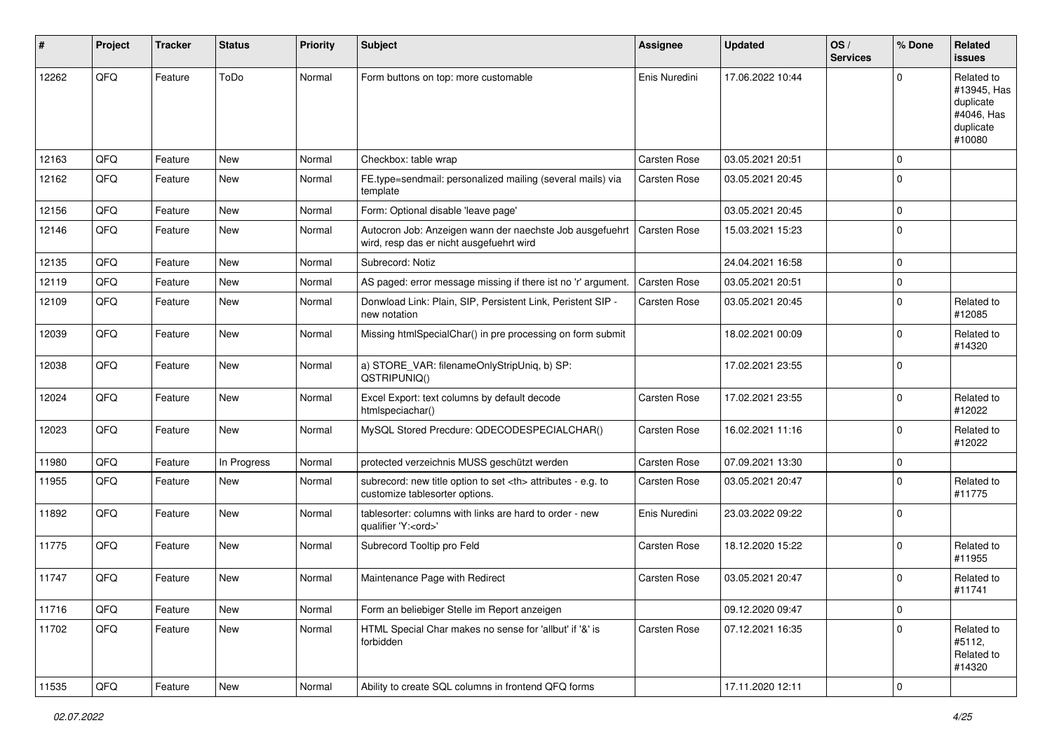| # | Project | Tracker | Status | Priority | Subject | Assignee | Updated | OS / Services | % Done | Related issues |
|---|---|---|---|---|---|---|---|---|---|---|
| 12262 | QFQ | Feature | ToDo | Normal | Form buttons on top: more customable | Enis Nuredini | 17.06.2022 10:44 | | 0 | Related to #13945, Has duplicate #4046, Has duplicate #10080 |
| 12163 | QFQ | Feature | New | Normal | Checkbox: table wrap | Carsten Rose | 03.05.2021 20:51 | | 0 | |
| 12162 | QFQ | Feature | New | Normal | FE.type=sendmail: personalized mailing (several mails) via template | Carsten Rose | 03.05.2021 20:45 | | 0 | |
| 12156 | QFQ | Feature | New | Normal | Form: Optional disable 'leave page' | | 03.05.2021 20:45 | | 0 | |
| 12146 | QFQ | Feature | New | Normal | Autocron Job: Anzeigen wann der naechste Job ausgefuehrt wird, resp das er nicht ausgefuehrt wird | Carsten Rose | 15.03.2021 15:23 | | 0 | |
| 12135 | QFQ | Feature | New | Normal | Subrecord: Notiz | | 24.04.2021 16:58 | | 0 | |
| 12119 | QFQ | Feature | New | Normal | AS paged: error message missing if there ist no 'r' argument. | Carsten Rose | 03.05.2021 20:51 | | 0 | |
| 12109 | QFQ | Feature | New | Normal | Donwload Link: Plain, SIP, Persistent Link, Peristent SIP - new notation | Carsten Rose | 03.05.2021 20:45 | | 0 | Related to #12085 |
| 12039 | QFQ | Feature | New | Normal | Missing htmlSpecialChar() in pre processing on form submit | | 18.02.2021 00:09 | | 0 | Related to #14320 |
| 12038 | QFQ | Feature | New | Normal | a) STORE_VAR: filenameOnlyStripUniq, b) SP: QSTRIPUNIQ() | | 17.02.2021 23:55 | | 0 | |
| 12024 | QFQ | Feature | New | Normal | Excel Export: text columns by default decode htmlspeciachar() | Carsten Rose | 17.02.2021 23:55 | | 0 | Related to #12022 |
| 12023 | QFQ | Feature | New | Normal | MySQL Stored Precdure: QDECODESPECIALCHAR() | Carsten Rose | 16.02.2021 11:16 | | 0 | Related to #12022 |
| 11980 | QFQ | Feature | In Progress | Normal | protected verzeichnis MUSS geschützt werden | Carsten Rose | 07.09.2021 13:30 | | 0 | |
| 11955 | QFQ | Feature | New | Normal | subrecord: new title option to set <th> attributes - e.g. to customize tablesorter options. | Carsten Rose | 03.05.2021 20:47 | | 0 | Related to #11775 |
| 11892 | QFQ | Feature | New | Normal | tablesorter: columns with links are hard to order - new qualifier 'Y:<ord>' | Enis Nuredini | 23.03.2022 09:22 | | 0 | |
| 11775 | QFQ | Feature | New | Normal | Subrecord Tooltip pro Feld | Carsten Rose | 18.12.2020 15:22 | | 0 | Related to #11955 |
| 11747 | QFQ | Feature | New | Normal | Maintenance Page with Redirect | Carsten Rose | 03.05.2021 20:47 | | 0 | Related to #11741 |
| 11716 | QFQ | Feature | New | Normal | Form an beliebiger Stelle im Report anzeigen | | 09.12.2020 09:47 | | 0 | |
| 11702 | QFQ | Feature | New | Normal | HTML Special Char makes no sense for 'allbut' if '&' is forbidden | Carsten Rose | 07.12.2021 16:35 | | 0 | Related to #5112, Related to #14320 |
| 11535 | QFQ | Feature | New | Normal | Ability to create SQL columns in frontend QFQ forms | | 17.11.2020 12:11 | | 0 | |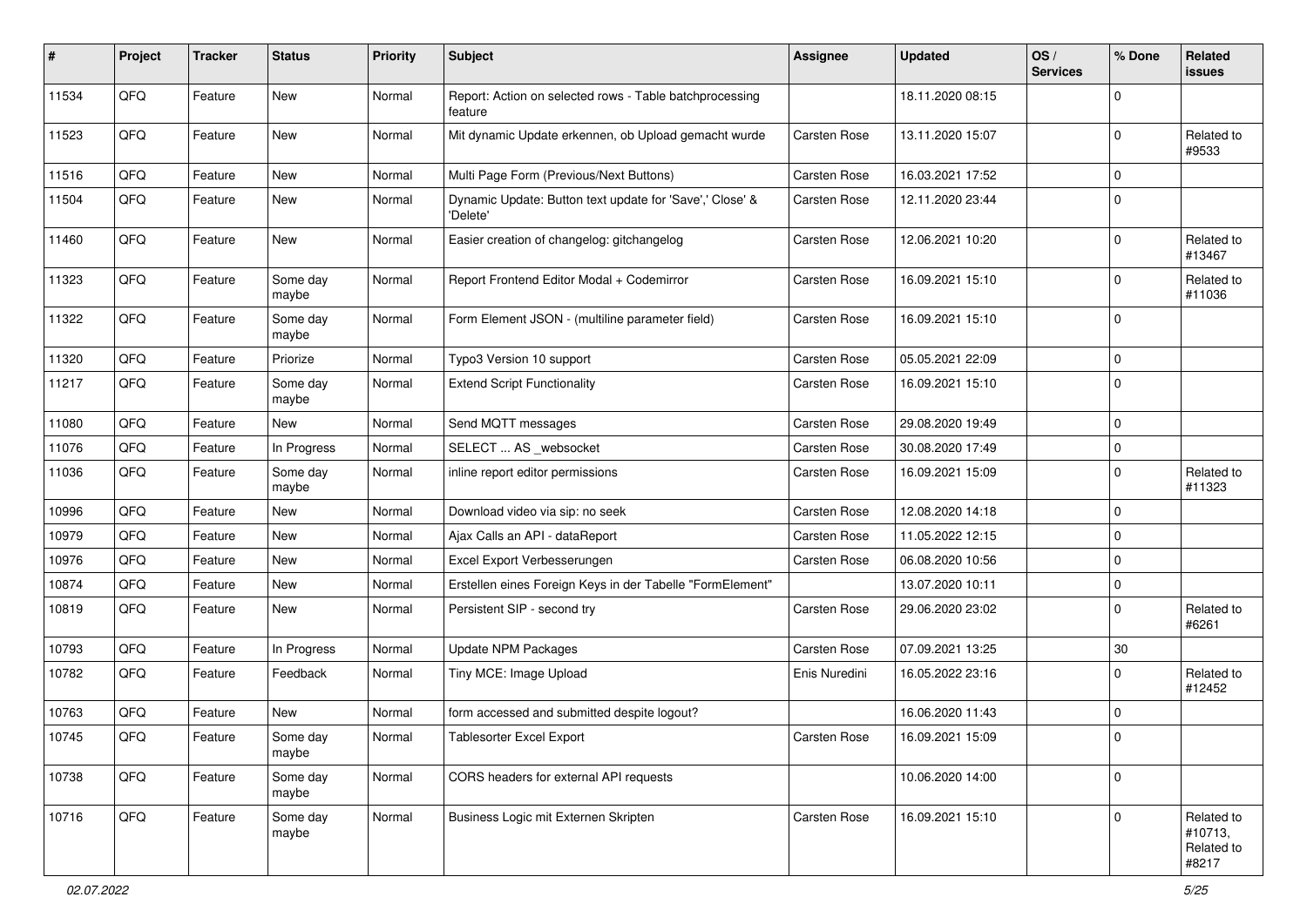| # | Project | Tracker | Status | Priority | Subject | Assignee | Updated | OS / Services | % Done | Related issues |
|---|---|---|---|---|---|---|---|---|---|---|
| 11534 | QFQ | Feature | New | Normal | Report: Action on selected rows - Table batchprocessing feature | | 18.11.2020 08:15 | | 0 | |
| 11523 | QFQ | Feature | New | Normal | Mit dynamic Update erkennen, ob Upload gemacht wurde | Carsten Rose | 13.11.2020 15:07 | | 0 | Related to #9533 |
| 11516 | QFQ | Feature | New | Normal | Multi Page Form (Previous/Next Buttons) | Carsten Rose | 16.03.2021 17:52 | | 0 | |
| 11504 | QFQ | Feature | New | Normal | Dynamic Update: Button text update for 'Save',' Close' & 'Delete' | Carsten Rose | 12.11.2020 23:44 | | 0 | |
| 11460 | QFQ | Feature | New | Normal | Easier creation of changelog: gitchangelog | Carsten Rose | 12.06.2021 10:20 | | 0 | Related to #13467 |
| 11323 | QFQ | Feature | Some day maybe | Normal | Report Frontend Editor Modal + Codemirror | Carsten Rose | 16.09.2021 15:10 | | 0 | Related to #11036 |
| 11322 | QFQ | Feature | Some day maybe | Normal | Form Element JSON - (multiline parameter field) | Carsten Rose | 16.09.2021 15:10 | | 0 | |
| 11320 | QFQ | Feature | Priorize | Normal | Typo3 Version 10 support | Carsten Rose | 05.05.2021 22:09 | | 0 | |
| 11217 | QFQ | Feature | Some day maybe | Normal | Extend Script Functionality | Carsten Rose | 16.09.2021 15:10 | | 0 | |
| 11080 | QFQ | Feature | New | Normal | Send MQTT messages | Carsten Rose | 29.08.2020 19:49 | | 0 | |
| 11076 | QFQ | Feature | In Progress | Normal | SELECT ... AS _websocket | Carsten Rose | 30.08.2020 17:49 | | 0 | |
| 11036 | QFQ | Feature | Some day maybe | Normal | inline report editor permissions | Carsten Rose | 16.09.2021 15:09 | | 0 | Related to #11323 |
| 10996 | QFQ | Feature | New | Normal | Download video via sip: no seek | Carsten Rose | 12.08.2020 14:18 | | 0 | |
| 10979 | QFQ | Feature | New | Normal | Ajax Calls an API - dataReport | Carsten Rose | 11.05.2022 12:15 | | 0 | |
| 10976 | QFQ | Feature | New | Normal | Excel Export Verbesserungen | Carsten Rose | 06.08.2020 10:56 | | 0 | |
| 10874 | QFQ | Feature | New | Normal | Erstellen eines Foreign Keys in der Tabelle "FormElement" | | 13.07.2020 10:11 | | 0 | |
| 10819 | QFQ | Feature | New | Normal | Persistent SIP - second try | Carsten Rose | 29.06.2020 23:02 | | 0 | Related to #6261 |
| 10793 | QFQ | Feature | In Progress | Normal | Update NPM Packages | Carsten Rose | 07.09.2021 13:25 | | 30 | |
| 10782 | QFQ | Feature | Feedback | Normal | Tiny MCE: Image Upload | Enis Nuredini | 16.05.2022 23:16 | | 0 | Related to #12452 |
| 10763 | QFQ | Feature | New | Normal | form accessed and submitted despite logout? | | 16.06.2020 11:43 | | 0 | |
| 10745 | QFQ | Feature | Some day maybe | Normal | Tablesorter Excel Export | Carsten Rose | 16.09.2021 15:09 | | 0 | |
| 10738 | QFQ | Feature | Some day maybe | Normal | CORS headers for external API requests | | 10.06.2020 14:00 | | 0 | |
| 10716 | QFQ | Feature | Some day maybe | Normal | Business Logic mit Externen Skripten | Carsten Rose | 16.09.2021 15:10 | | 0 | Related to #10713, Related to #8217 |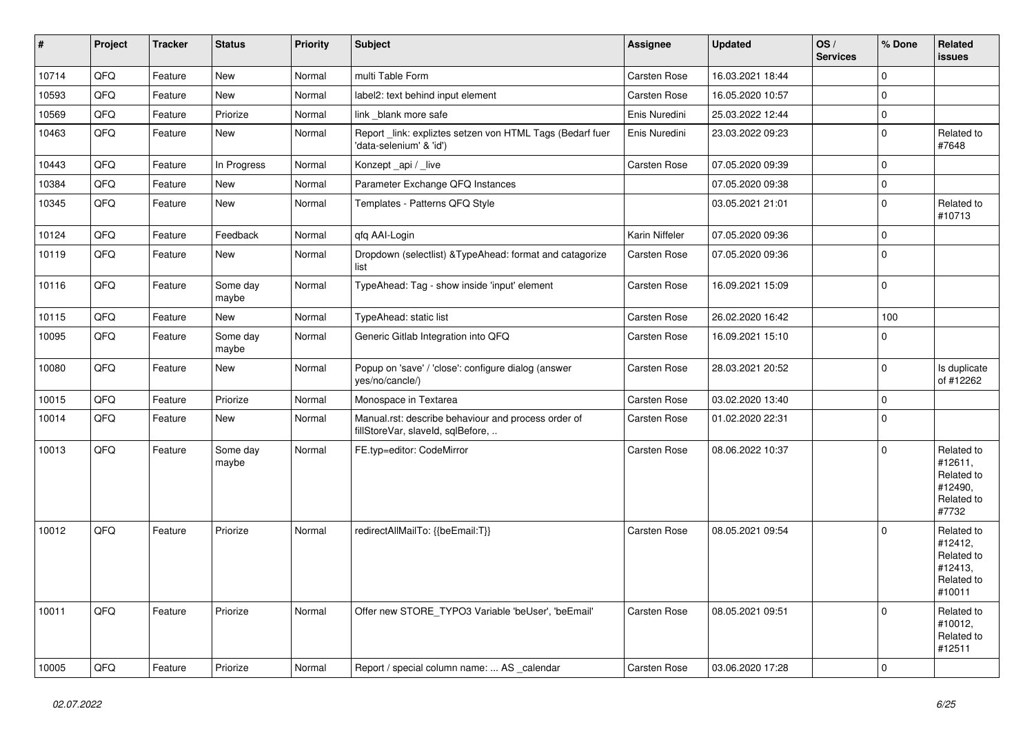| # | Project | Tracker | Status | Priority | Subject | Assignee | Updated | OS / Services | % Done | Related issues |
|---|---|---|---|---|---|---|---|---|---|---|
| 10714 | QFQ | Feature | New | Normal | multi Table Form | Carsten Rose | 16.03.2021 18:44 | | 0 | |
| 10593 | QFQ | Feature | New | Normal | label2: text behind input element | Carsten Rose | 16.05.2020 10:57 | | 0 | |
| 10569 | QFQ | Feature | Priorize | Normal | link _blank more safe | Enis Nuredini | 25.03.2022 12:44 | | 0 | |
| 10463 | QFQ | Feature | New | Normal | Report _link: expliztes setzen von HTML Tags (Bedarf fuer 'data-selenium' & 'id') | Enis Nuredini | 23.03.2022 09:23 | | 0 | Related to #7648 |
| 10443 | QFQ | Feature | In Progress | Normal | Konzept _api / _live | Carsten Rose | 07.05.2020 09:39 | | 0 | |
| 10384 | QFQ | Feature | New | Normal | Parameter Exchange QFQ Instances | | 07.05.2020 09:38 | | 0 | |
| 10345 | QFQ | Feature | New | Normal | Templates - Patterns QFQ Style | | 03.05.2021 21:01 | | 0 | Related to #10713 |
| 10124 | QFQ | Feature | Feedback | Normal | qfq AAI-Login | Karin Niffeler | 07.05.2020 09:36 | | 0 | |
| 10119 | QFQ | Feature | New | Normal | Dropdown (selectlist) &TypeAhead: format and catagorize list | Carsten Rose | 07.05.2020 09:36 | | 0 | |
| 10116 | QFQ | Feature | Some day maybe | Normal | TypeAhead: Tag - show inside 'input' element | Carsten Rose | 16.09.2021 15:09 | | 0 | |
| 10115 | QFQ | Feature | New | Normal | TypeAhead: static list | Carsten Rose | 26.02.2020 16:42 | | 100 | |
| 10095 | QFQ | Feature | Some day maybe | Normal | Generic Gitlab Integration into QFQ | Carsten Rose | 16.09.2021 15:10 | | 0 | |
| 10080 | QFQ | Feature | New | Normal | Popup on 'save' / 'close': configure dialog (answer yes/no/cancle/) | Carsten Rose | 28.03.2021 20:52 | | 0 | Is duplicate of #12262 |
| 10015 | QFQ | Feature | Priorize | Normal | Monospace in Textarea | Carsten Rose | 03.02.2020 13:40 | | 0 | |
| 10014 | QFQ | Feature | New | Normal | Manual.rst: describe behaviour and process order of fillStoreVar, slaveId, sqlBefore, .. | Carsten Rose | 01.02.2020 22:31 | | 0 | |
| 10013 | QFQ | Feature | Some day maybe | Normal | FE.typ=editor: CodeMirror | Carsten Rose | 08.06.2022 10:37 | | 0 | Related to #12611, Related to #12490, Related to #7732 |
| 10012 | QFQ | Feature | Priorize | Normal | redirectAllMailTo: {{beEmail:T}} | Carsten Rose | 08.05.2021 09:54 | | 0 | Related to #12412, Related to #12413, Related to #10011 |
| 10011 | QFQ | Feature | Priorize | Normal | Offer new STORE_TYPO3 Variable 'beUser', 'beEmail' | Carsten Rose | 08.05.2021 09:51 | | 0 | Related to #10012, Related to #12511 |
| 10005 | QFQ | Feature | Priorize | Normal | Report / special column name: ... AS _calendar | Carsten Rose | 03.06.2020 17:28 | | 0 | |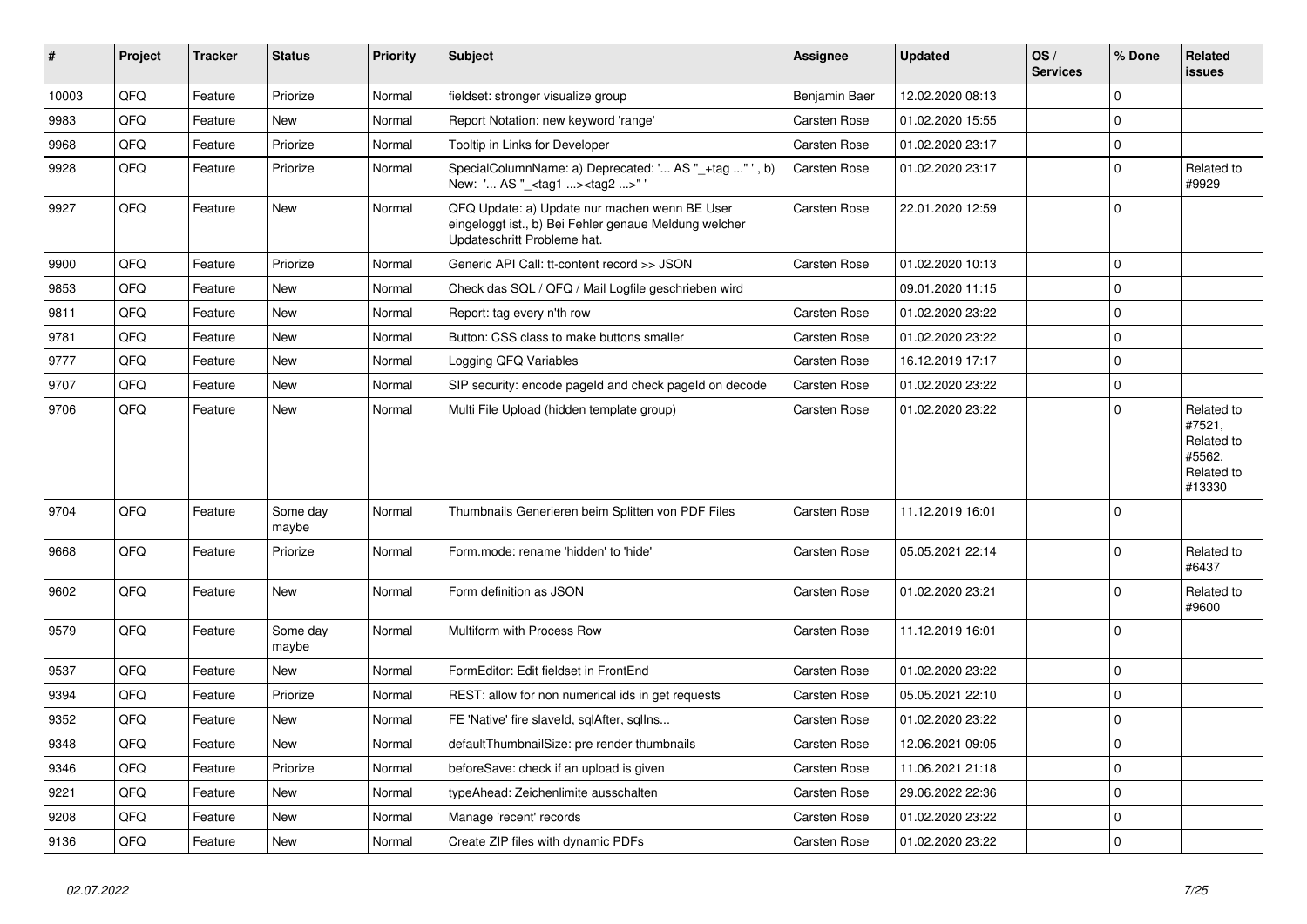| # | Project | Tracker | Status | Priority | Subject | Assignee | Updated | OS / Services | % Done | Related issues |
|---|---|---|---|---|---|---|---|---|---|---|
| 10003 | QFQ | Feature | Priorize | Normal | fieldset: stronger visualize group | Benjamin Baer | 12.02.2020 08:13 | | 0 | |
| 9983 | QFQ | Feature | New | Normal | Report Notation: new keyword 'range' | Carsten Rose | 01.02.2020 15:55 | | 0 | |
| 9968 | QFQ | Feature | Priorize | Normal | Tooltip in Links for Developer | Carsten Rose | 01.02.2020 23:17 | | 0 | |
| 9928 | QFQ | Feature | Priorize | Normal | SpecialColumnName: a) Deprecated: '... AS "_+tag ..." ', b) New: '... AS "_<tag1 ...><tag2 ...>" ' | Carsten Rose | 01.02.2020 23:17 | | 0 | Related to #9929 |
| 9927 | QFQ | Feature | New | Normal | QFQ Update: a) Update nur machen wenn BE User eingeloggt ist., b) Bei Fehler genaue Meldung welcher Updateschritt Probleme hat. | Carsten Rose | 22.01.2020 12:59 | | 0 | |
| 9900 | QFQ | Feature | Priorize | Normal | Generic API Call: tt-content record >> JSON | Carsten Rose | 01.02.2020 10:13 | | 0 | |
| 9853 | QFQ | Feature | New | Normal | Check das SQL / QFQ / Mail Logfile geschrieben wird | | 09.01.2020 11:15 | | 0 | |
| 9811 | QFQ | Feature | New | Normal | Report: tag every n'th row | Carsten Rose | 01.02.2020 23:22 | | 0 | |
| 9781 | QFQ | Feature | New | Normal | Button: CSS class to make buttons smaller | Carsten Rose | 01.02.2020 23:22 | | 0 | |
| 9777 | QFQ | Feature | New | Normal | Logging QFQ Variables | Carsten Rose | 16.12.2019 17:17 | | 0 | |
| 9707 | QFQ | Feature | New | Normal | SIP security: encode pageId and check pageId on decode | Carsten Rose | 01.02.2020 23:22 | | 0 | |
| 9706 | QFQ | Feature | New | Normal | Multi File Upload (hidden template group) | Carsten Rose | 01.02.2020 23:22 | | 0 | Related to #7521, Related to #5562, Related to #13330 |
| 9704 | QFQ | Feature | Some day maybe | Normal | Thumbnails Generieren beim Splitten von PDF Files | Carsten Rose | 11.12.2019 16:01 | | 0 | |
| 9668 | QFQ | Feature | Priorize | Normal | Form.mode: rename 'hidden' to 'hide' | Carsten Rose | 05.05.2021 22:14 | | 0 | Related to #6437 |
| 9602 | QFQ | Feature | New | Normal | Form definition as JSON | Carsten Rose | 01.02.2020 23:21 | | 0 | Related to #9600 |
| 9579 | QFQ | Feature | Some day maybe | Normal | Multiform with Process Row | Carsten Rose | 11.12.2019 16:01 | | 0 | |
| 9537 | QFQ | Feature | New | Normal | FormEditor: Edit fieldset in FrontEnd | Carsten Rose | 01.02.2020 23:22 | | 0 | |
| 9394 | QFQ | Feature | Priorize | Normal | REST: allow for non numerical ids in get requests | Carsten Rose | 05.05.2021 22:10 | | 0 | |
| 9352 | QFQ | Feature | New | Normal | FE 'Native' fire slaveId, sqlAfter, sqlIns... | Carsten Rose | 01.02.2020 23:22 | | 0 | |
| 9348 | QFQ | Feature | New | Normal | defaultThumbnailSize: pre render thumbnails | Carsten Rose | 12.06.2021 09:05 | | 0 | |
| 9346 | QFQ | Feature | Priorize | Normal | beforeSave: check if an upload is given | Carsten Rose | 11.06.2021 21:18 | | 0 | |
| 9221 | QFQ | Feature | New | Normal | typeAhead: Zeichenlimite ausschalten | Carsten Rose | 29.06.2022 22:36 | | 0 | |
| 9208 | QFQ | Feature | New | Normal | Manage 'recent' records | Carsten Rose | 01.02.2020 23:22 | | 0 | |
| 9136 | QFQ | Feature | New | Normal | Create ZIP files with dynamic PDFs | Carsten Rose | 01.02.2020 23:22 | | 0 | |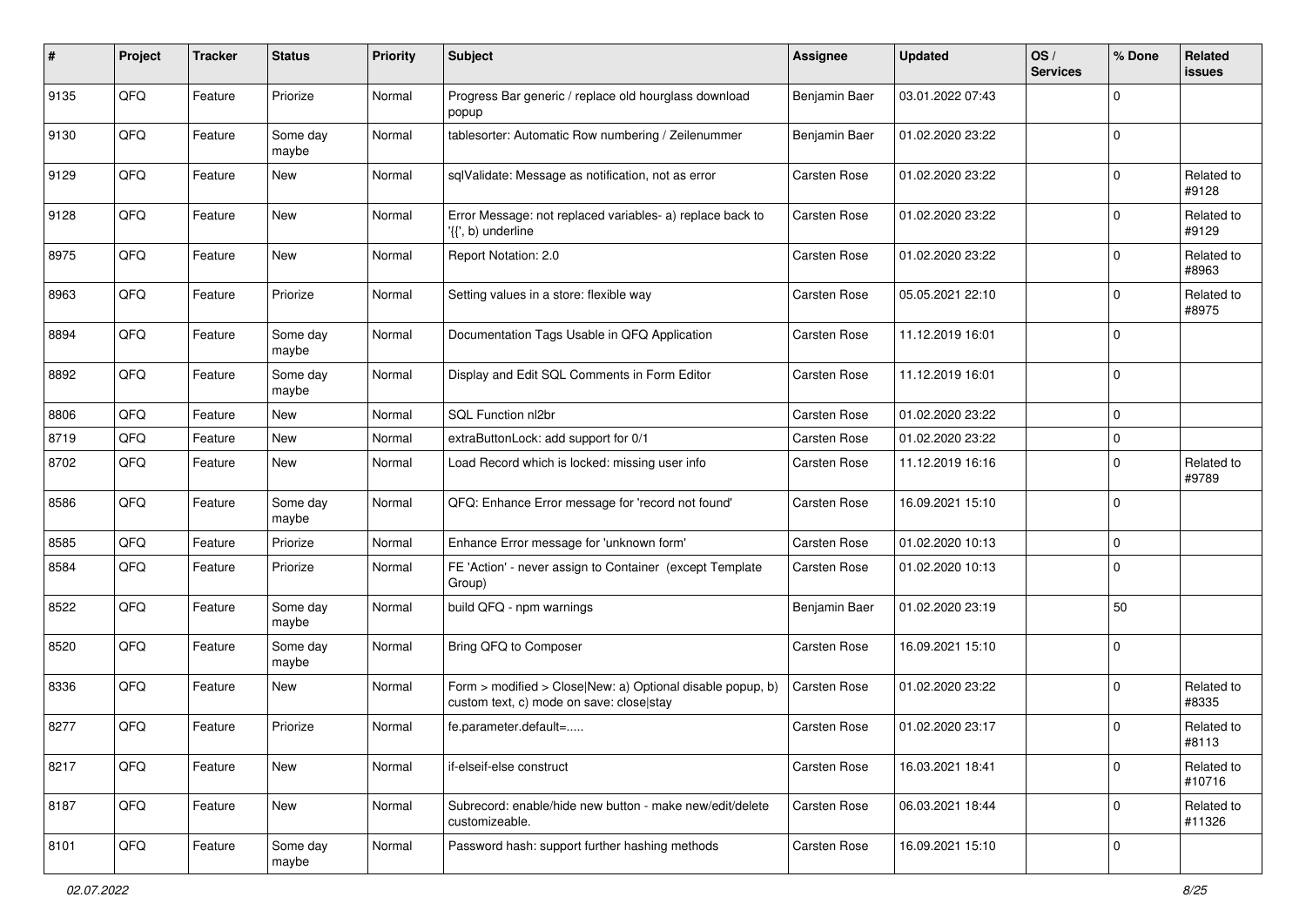| # | Project | Tracker | Status | Priority | Subject | Assignee | Updated | OS / Services | % Done | Related issues |
|---|---|---|---|---|---|---|---|---|---|---|
| 9135 | QFQ | Feature | Priorize | Normal | Progress Bar generic / replace old hourglass download popup | Benjamin Baer | 03.01.2022 07:43 | | 0 | |
| 9130 | QFQ | Feature | Some day maybe | Normal | tablesorter: Automatic Row numbering / Zeilenummer | Benjamin Baer | 01.02.2020 23:22 | | 0 | |
| 9129 | QFQ | Feature | New | Normal | sqlValidate: Message as notification, not as error | Carsten Rose | 01.02.2020 23:22 | | 0 | Related to #9128 |
| 9128 | QFQ | Feature | New | Normal | Error Message: not replaced variables- a) replace back to '{{', b) underline | Carsten Rose | 01.02.2020 23:22 | | 0 | Related to #9129 |
| 8975 | QFQ | Feature | New | Normal | Report Notation: 2.0 | Carsten Rose | 01.02.2020 23:22 | | 0 | Related to #8963 |
| 8963 | QFQ | Feature | Priorize | Normal | Setting values in a store: flexible way | Carsten Rose | 05.05.2021 22:10 | | 0 | Related to #8975 |
| 8894 | QFQ | Feature | Some day maybe | Normal | Documentation Tags Usable in QFQ Application | Carsten Rose | 11.12.2019 16:01 | | 0 | |
| 8892 | QFQ | Feature | Some day maybe | Normal | Display and Edit SQL Comments in Form Editor | Carsten Rose | 11.12.2019 16:01 | | 0 | |
| 8806 | QFQ | Feature | New | Normal | SQL Function nl2br | Carsten Rose | 01.02.2020 23:22 | | 0 | |
| 8719 | QFQ | Feature | New | Normal | extraButtonLock: add support for 0/1 | Carsten Rose | 01.02.2020 23:22 | | 0 | |
| 8702 | QFQ | Feature | New | Normal | Load Record which is locked: missing user info | Carsten Rose | 11.12.2019 16:16 | | 0 | Related to #9789 |
| 8586 | QFQ | Feature | Some day maybe | Normal | QFQ: Enhance Error message for 'record not found' | Carsten Rose | 16.09.2021 15:10 | | 0 | |
| 8585 | QFQ | Feature | Priorize | Normal | Enhance Error message for 'unknown form' | Carsten Rose | 01.02.2020 10:13 | | 0 | |
| 8584 | QFQ | Feature | Priorize | Normal | FE 'Action' - never assign to Container (except Template Group) | Carsten Rose | 01.02.2020 10:13 | | 0 | |
| 8522 | QFQ | Feature | Some day maybe | Normal | build QFQ - npm warnings | Benjamin Baer | 01.02.2020 23:19 | | 50 | |
| 8520 | QFQ | Feature | Some day maybe | Normal | Bring QFQ to Composer | Carsten Rose | 16.09.2021 15:10 | | 0 | |
| 8336 | QFQ | Feature | New | Normal | Form > modified > Close\|New: a) Optional disable popup, b) custom text, c) mode on save: close\|stay | Carsten Rose | 01.02.2020 23:22 | | 0 | Related to #8335 |
| 8277 | QFQ | Feature | Priorize | Normal | fe.parameter.default=..... | Carsten Rose | 01.02.2020 23:17 | | 0 | Related to #8113 |
| 8217 | QFQ | Feature | New | Normal | if-elseif-else construct | Carsten Rose | 16.03.2021 18:41 | | 0 | Related to #10716 |
| 8187 | QFQ | Feature | New | Normal | Subrecord: enable/hide new button - make new/edit/delete customizeable. | Carsten Rose | 06.03.2021 18:44 | | 0 | Related to #11326 |
| 8101 | QFQ | Feature | Some day maybe | Normal | Password hash: support further hashing methods | Carsten Rose | 16.09.2021 15:10 | | 0 | |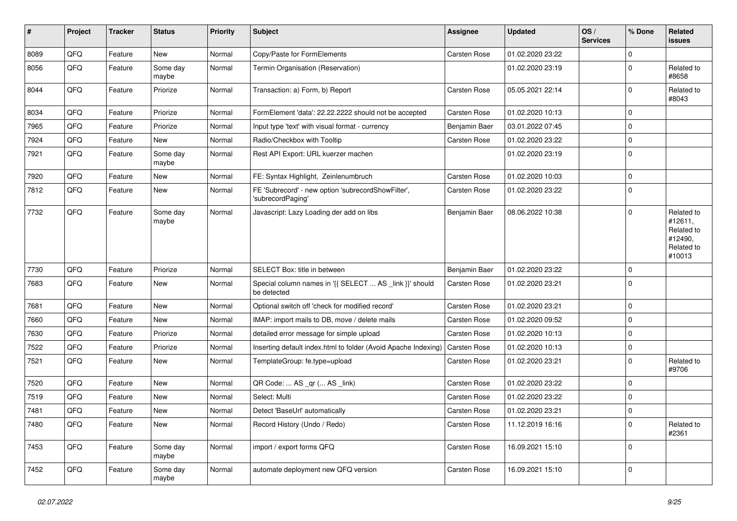| # | Project | Tracker | Status | Priority | Subject | Assignee | Updated | OS / Services | % Done | Related issues |
|---|---|---|---|---|---|---|---|---|---|---|
| 8089 | QFQ | Feature | New | Normal | Copy/Paste for FormElements | Carsten Rose | 01.02.2020 23:22 | | 0 | |
| 8056 | QFQ | Feature | Some day maybe | Normal | Termin Organisation (Reservation) | | 01.02.2020 23:19 | | 0 | Related to #8658 |
| 8044 | QFQ | Feature | Priorize | Normal | Transaction: a) Form, b) Report | Carsten Rose | 05.05.2021 22:14 | | 0 | Related to #8043 |
| 8034 | QFQ | Feature | Priorize | Normal | FormElement 'data': 22.22.2222 should not be accepted | Carsten Rose | 01.02.2020 10:13 | | 0 | |
| 7965 | QFQ | Feature | Priorize | Normal | Input type 'text' with visual format - currency | Benjamin Baer | 03.01.2022 07:45 | | 0 | |
| 7924 | QFQ | Feature | New | Normal | Radio/Checkbox with Tooltip | Carsten Rose | 01.02.2020 23:22 | | 0 | |
| 7921 | QFQ | Feature | Some day maybe | Normal | Rest API Export: URL kuerzer machen | | 01.02.2020 23:19 | | 0 | |
| 7920 | QFQ | Feature | New | Normal | FE: Syntax Highlight, Zeilenumbruch | Carsten Rose | 01.02.2020 10:03 | | 0 | |
| 7812 | QFQ | Feature | New | Normal | FE 'Subrecord' - new option 'subrecordShowFilter', 'subrecordPaging' | Carsten Rose | 01.02.2020 23:22 | | 0 | |
| 7732 | QFQ | Feature | Some day maybe | Normal | Javascript: Lazy Loading der add on libs | Benjamin Baer | 08.06.2022 10:38 | | 0 | Related to #12611, Related to #12490, Related to #10013 |
| 7730 | QFQ | Feature | Priorize | Normal | SELECT Box: title in between | Benjamin Baer | 01.02.2020 23:22 | | 0 | |
| 7683 | QFQ | Feature | New | Normal | Special column names in '{{ SELECT ... AS _link }}' should be detected | Carsten Rose | 01.02.2020 23:21 | | 0 | |
| 7681 | QFQ | Feature | New | Normal | Optional switch off 'check for modified record' | Carsten Rose | 01.02.2020 23:21 | | 0 | |
| 7660 | QFQ | Feature | New | Normal | IMAP: import mails to DB, move / delete mails | Carsten Rose | 01.02.2020 09:52 | | 0 | |
| 7630 | QFQ | Feature | Priorize | Normal | detailed error message for simple upload | Carsten Rose | 01.02.2020 10:13 | | 0 | |
| 7522 | QFQ | Feature | Priorize | Normal | Inserting default index.html to folder (Avoid Apache Indexing) | Carsten Rose | 01.02.2020 10:13 | | 0 | |
| 7521 | QFQ | Feature | New | Normal | TemplateGroup: fe.type=upload | Carsten Rose | 01.02.2020 23:21 | | 0 | Related to #9706 |
| 7520 | QFQ | Feature | New | Normal | QR Code: ... AS _qr (... AS _link) | Carsten Rose | 01.02.2020 23:22 | | 0 | |
| 7519 | QFQ | Feature | New | Normal | Select: Multi | Carsten Rose | 01.02.2020 23:22 | | 0 | |
| 7481 | QFQ | Feature | New | Normal | Detect 'BaseUrl' automatically | Carsten Rose | 01.02.2020 23:21 | | 0 | |
| 7480 | QFQ | Feature | New | Normal | Record History (Undo / Redo) | Carsten Rose | 11.12.2019 16:16 | | 0 | Related to #2361 |
| 7453 | QFQ | Feature | Some day maybe | Normal | import / export forms QFQ | Carsten Rose | 16.09.2021 15:10 | | 0 | |
| 7452 | QFQ | Feature | Some day maybe | Normal | automate deployment new QFQ version | Carsten Rose | 16.09.2021 15:10 | | 0 | |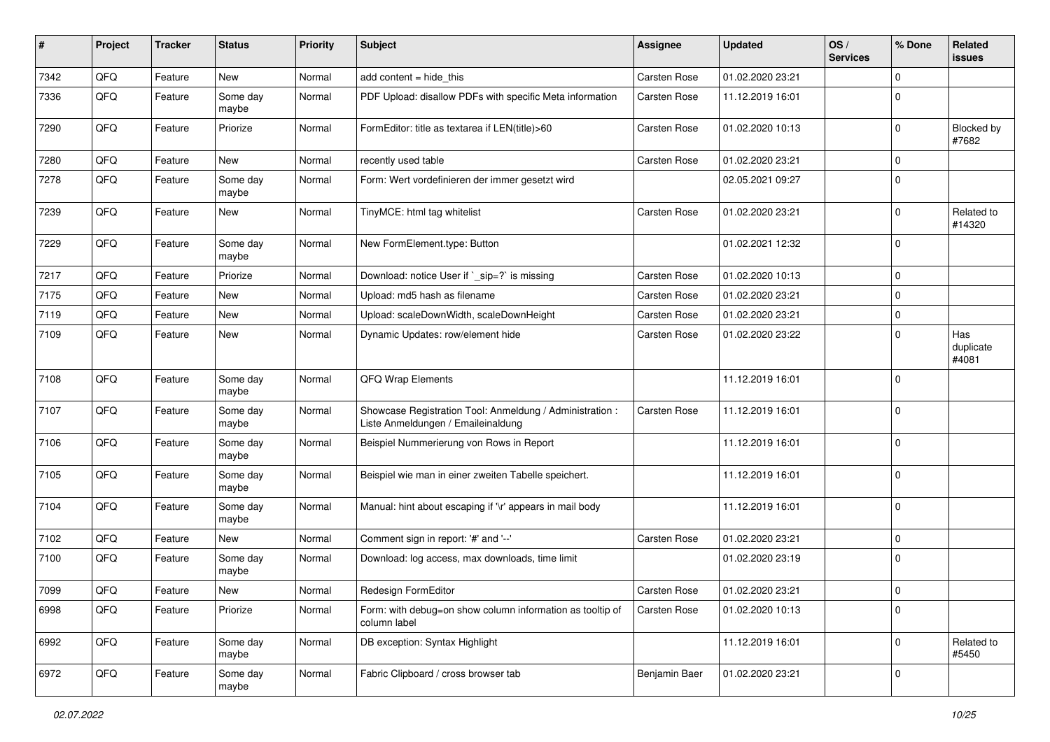| # | Project | Tracker | Status | Priority | Subject | Assignee | Updated | OS / Services | % Done | Related issues |
|---|---|---|---|---|---|---|---|---|---|---|
| 7342 | QFQ | Feature | New | Normal | add content = hide_this | Carsten Rose | 01.02.2020 23:21 | | 0 | |
| 7336 | QFQ | Feature | Some day maybe | Normal | PDF Upload: disallow PDFs with specific Meta information | Carsten Rose | 11.12.2019 16:01 | | 0 | |
| 7290 | QFQ | Feature | Priorize | Normal | FormEditor: title as textarea if LEN(title)>60 | Carsten Rose | 01.02.2020 10:13 | | 0 | Blocked by #7682 |
| 7280 | QFQ | Feature | New | Normal | recently used table | Carsten Rose | 01.02.2020 23:21 | | 0 | |
| 7278 | QFQ | Feature | Some day maybe | Normal | Form: Wert vordefinieren der immer gesetzt wird | | 02.05.2021 09:27 | | 0 | |
| 7239 | QFQ | Feature | New | Normal | TinyMCE: html tag whitelist | Carsten Rose | 01.02.2020 23:21 | | 0 | Related to #14320 |
| 7229 | QFQ | Feature | Some day maybe | Normal | New FormElement.type: Button | | 01.02.2021 12:32 | | 0 | |
| 7217 | QFQ | Feature | Priorize | Normal | Download: notice User if `_sip=?` is missing | Carsten Rose | 01.02.2020 10:13 | | 0 | |
| 7175 | QFQ | Feature | New | Normal | Upload: md5 hash as filename | Carsten Rose | 01.02.2020 23:21 | | 0 | |
| 7119 | QFQ | Feature | New | Normal | Upload: scaleDownWidth, scaleDownHeight | Carsten Rose | 01.02.2020 23:21 | | 0 | |
| 7109 | QFQ | Feature | New | Normal | Dynamic Updates: row/element hide | Carsten Rose | 01.02.2020 23:22 | | 0 | Has duplicate #4081 |
| 7108 | QFQ | Feature | Some day maybe | Normal | QFQ Wrap Elements | | 11.12.2019 16:01 | | 0 | |
| 7107 | QFQ | Feature | Some day maybe | Normal | Showcase Registration Tool: Anmeldung / Administration : Liste Anmeldungen / Emaileinaldung | Carsten Rose | 11.12.2019 16:01 | | 0 | |
| 7106 | QFQ | Feature | Some day maybe | Normal | Beispiel Nummerierung von Rows in Report | | 11.12.2019 16:01 | | 0 | |
| 7105 | QFQ | Feature | Some day maybe | Normal | Beispiel wie man in einer zweiten Tabelle speichert. | | 11.12.2019 16:01 | | 0 | |
| 7104 | QFQ | Feature | Some day maybe | Normal | Manual: hint about escaping if '\r' appears in mail body | | 11.12.2019 16:01 | | 0 | |
| 7102 | QFQ | Feature | New | Normal | Comment sign in report: '#' and '--' | Carsten Rose | 01.02.2020 23:21 | | 0 | |
| 7100 | QFQ | Feature | Some day maybe | Normal | Download: log access, max downloads, time limit | | 01.02.2020 23:19 | | 0 | |
| 7099 | QFQ | Feature | New | Normal | Redesign FormEditor | Carsten Rose | 01.02.2020 23:21 | | 0 | |
| 6998 | QFQ | Feature | Priorize | Normal | Form: with debug=on show column information as tooltip of column label | Carsten Rose | 01.02.2020 10:13 | | 0 | |
| 6992 | QFQ | Feature | Some day maybe | Normal | DB exception: Syntax Highlight | | 11.12.2019 16:01 | | 0 | Related to #5450 |
| 6972 | QFQ | Feature | Some day maybe | Normal | Fabric Clipboard / cross browser tab | Benjamin Baer | 01.02.2020 23:21 | | 0 | |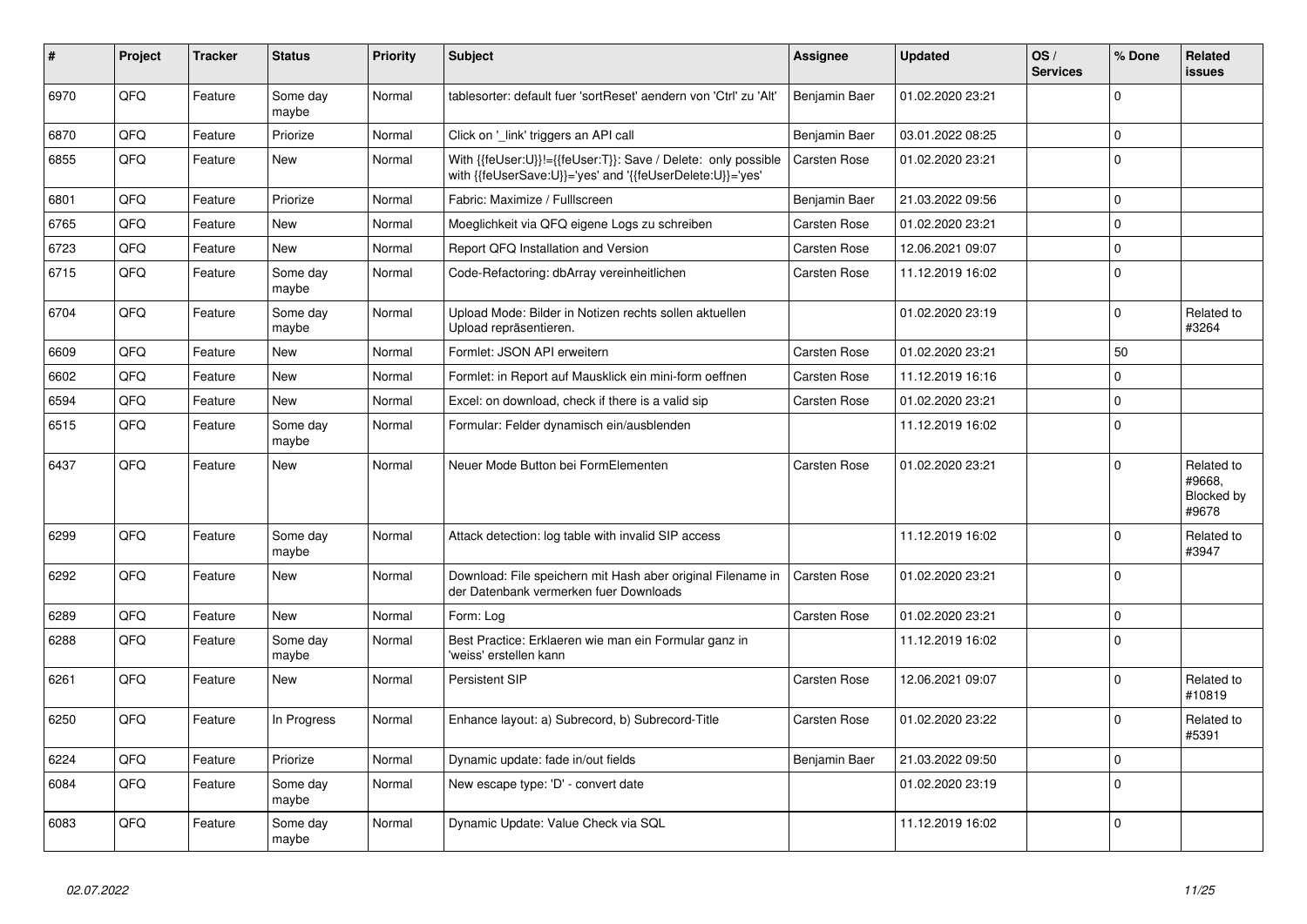| # | Project | Tracker | Status | Priority | Subject | Assignee | Updated | OS / Services | % Done | Related issues |
|---|---|---|---|---|---|---|---|---|---|---|
| 6970 | QFQ | Feature | Some day maybe | Normal | tablesorter: default fuer 'sortReset' aendern von 'Ctrl' zu 'Alt' | Benjamin Baer | 01.02.2020 23:21 | | 0 | |
| 6870 | QFQ | Feature | Priorize | Normal | Click on '_link' triggers an API call | Benjamin Baer | 03.01.2022 08:25 | | 0 | |
| 6855 | QFQ | Feature | New | Normal | With {{feUser:U}}!={{feUser:T}}: Save / Delete: only possible with {{feUserSave:U}}='yes' and '{{feUserDelete:U}}='yes' | Carsten Rose | 01.02.2020 23:21 | | 0 | |
| 6801 | QFQ | Feature | Priorize | Normal | Fabric: Maximize / Fulllscreen | Benjamin Baer | 21.03.2022 09:56 | | 0 | |
| 6765 | QFQ | Feature | New | Normal | Moeglichkeit via QFQ eigene Logs zu schreiben | Carsten Rose | 01.02.2020 23:21 | | 0 | |
| 6723 | QFQ | Feature | New | Normal | Report QFQ Installation and Version | Carsten Rose | 12.06.2021 09:07 | | 0 | |
| 6715 | QFQ | Feature | Some day maybe | Normal | Code-Refactoring: dbArray vereinheitlichen | Carsten Rose | 11.12.2019 16:02 | | 0 | |
| 6704 | QFQ | Feature | Some day maybe | Normal | Upload Mode: Bilder in Notizen rechts sollen aktuellen Upload repräsentieren. | | 01.02.2020 23:19 | | 0 | Related to #3264 |
| 6609 | QFQ | Feature | New | Normal | Formlet: JSON API erweitern | Carsten Rose | 01.02.2020 23:21 | | 50 | |
| 6602 | QFQ | Feature | New | Normal | Formlet: in Report auf Mausklick ein mini-form oeffnen | Carsten Rose | 11.12.2019 16:16 | | 0 | |
| 6594 | QFQ | Feature | New | Normal | Excel: on download, check if there is a valid sip | Carsten Rose | 01.02.2020 23:21 | | 0 | |
| 6515 | QFQ | Feature | Some day maybe | Normal | Formular: Felder dynamisch ein/ausblenden | | 11.12.2019 16:02 | | 0 | |
| 6437 | QFQ | Feature | New | Normal | Neuer Mode Button bei FormElementen | Carsten Rose | 01.02.2020 23:21 | | 0 | Related to #9668, Blocked by #9678 |
| 6299 | QFQ | Feature | Some day maybe | Normal | Attack detection: log table with invalid SIP access | | 11.12.2019 16:02 | | 0 | Related to #3947 |
| 6292 | QFQ | Feature | New | Normal | Download: File speichern mit Hash aber original Filename in der Datenbank vermerken fuer Downloads | Carsten Rose | 01.02.2020 23:21 | | 0 | |
| 6289 | QFQ | Feature | New | Normal | Form: Log | Carsten Rose | 01.02.2020 23:21 | | 0 | |
| 6288 | QFQ | Feature | Some day maybe | Normal | Best Practice: Erklaeren wie man ein Formular ganz in 'weiss' erstellen kann | | 11.12.2019 16:02 | | 0 | |
| 6261 | QFQ | Feature | New | Normal | Persistent SIP | Carsten Rose | 12.06.2021 09:07 | | 0 | Related to #10819 |
| 6250 | QFQ | Feature | In Progress | Normal | Enhance layout: a) Subrecord, b) Subrecord-Title | Carsten Rose | 01.02.2020 23:22 | | 0 | Related to #5391 |
| 6224 | QFQ | Feature | Priorize | Normal | Dynamic update: fade in/out fields | Benjamin Baer | 21.03.2022 09:50 | | 0 | |
| 6084 | QFQ | Feature | Some day maybe | Normal | New escape type: 'D' - convert date | | 01.02.2020 23:19 | | 0 | |
| 6083 | QFQ | Feature | Some day maybe | Normal | Dynamic Update: Value Check via SQL | | 11.12.2019 16:02 | | 0 | |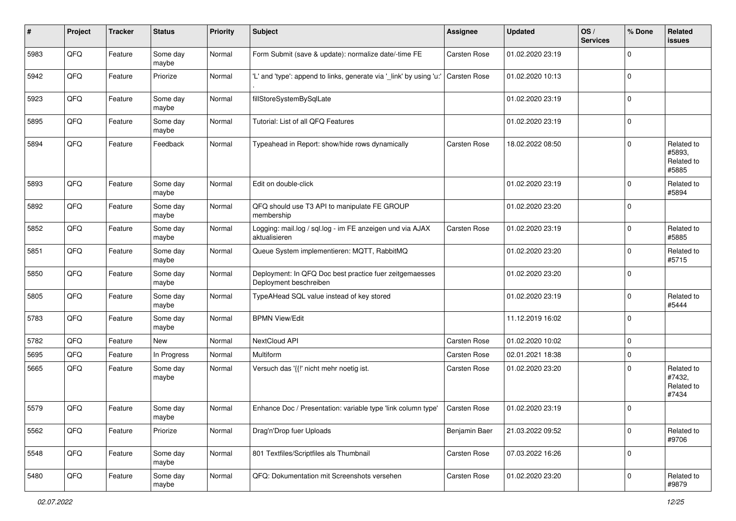| # | Project | Tracker | Status | Priority | Subject | Assignee | Updated | OS / Services | % Done | Related issues |
|---|---|---|---|---|---|---|---|---|---|---|
| 5983 | QFQ | Feature | Some day maybe | Normal | Form Submit (save & update): normalize date/-time FE | Carsten Rose | 01.02.2020 23:19 | | 0 | |
| 5942 | QFQ | Feature | Priorize | Normal | 'L' and 'type': append to links, generate via '_link' by using 'u:' . | Carsten Rose | 01.02.2020 10:13 | | 0 | |
| 5923 | QFQ | Feature | Some day maybe | Normal | fillStoreSystemBySqlLate | | 01.02.2020 23:19 | | 0 | |
| 5895 | QFQ | Feature | Some day maybe | Normal | Tutorial: List of all QFQ Features | | 01.02.2020 23:19 | | 0 | |
| 5894 | QFQ | Feature | Feedback | Normal | Typeahead in Report: show/hide rows dynamically | Carsten Rose | 18.02.2022 08:50 | | 0 | Related to #5893, Related to #5885 |
| 5893 | QFQ | Feature | Some day maybe | Normal | Edit on double-click | | 01.02.2020 23:19 | | 0 | Related to #5894 |
| 5892 | QFQ | Feature | Some day maybe | Normal | QFQ should use T3 API to manipulate FE GROUP membership | | 01.02.2020 23:20 | | 0 | |
| 5852 | QFQ | Feature | Some day maybe | Normal | Logging: mail.log / sql.log - im FE anzeigen und via AJAX aktualisieren | Carsten Rose | 01.02.2020 23:19 | | 0 | Related to #5885 |
| 5851 | QFQ | Feature | Some day maybe | Normal | Queue System implementieren: MQTT, RabbitMQ | | 01.02.2020 23:20 | | 0 | Related to #5715 |
| 5850 | QFQ | Feature | Some day maybe | Normal | Deployment: In QFQ Doc best practice fuer zeitgemaesses Deployment beschreiben | | 01.02.2020 23:20 | | 0 | |
| 5805 | QFQ | Feature | Some day maybe | Normal | TypeAHead SQL value instead of key stored | | 01.02.2020 23:19 | | 0 | Related to #5444 |
| 5783 | QFQ | Feature | Some day maybe | Normal | BPMN View/Edit | | 11.12.2019 16:02 | | 0 | |
| 5782 | QFQ | Feature | New | Normal | NextCloud API | Carsten Rose | 01.02.2020 10:02 | | 0 | |
| 5695 | QFQ | Feature | In Progress | Normal | Multiform | Carsten Rose | 02.01.2021 18:38 | | 0 | |
| 5665 | QFQ | Feature | Some day maybe | Normal | Versuch das '{{!' nicht mehr noetig ist. | Carsten Rose | 01.02.2020 23:20 | | 0 | Related to #7432, Related to #7434 |
| 5579 | QFQ | Feature | Some day maybe | Normal | Enhance Doc / Presentation: variable type 'link column type' | Carsten Rose | 01.02.2020 23:19 | | 0 | |
| 5562 | QFQ | Feature | Priorize | Normal | Drag'n'Drop fuer Uploads | Benjamin Baer | 21.03.2022 09:52 | | 0 | Related to #9706 |
| 5548 | QFQ | Feature | Some day maybe | Normal | 801 Textfiles/Scriptfiles als Thumbnail | Carsten Rose | 07.03.2022 16:26 | | 0 | |
| 5480 | QFQ | Feature | Some day maybe | Normal | QFQ: Dokumentation mit Screenshots versehen | Carsten Rose | 01.02.2020 23:20 | | 0 | Related to #9879 |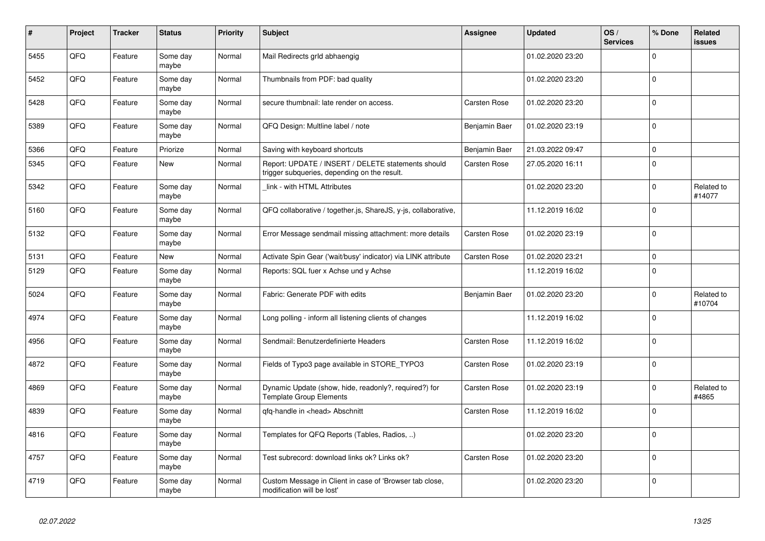| # | Project | Tracker | Status | Priority | Subject | Assignee | Updated | OS / Services | % Done | Related issues |
|---|---|---|---|---|---|---|---|---|---|---|
| 5455 | QFQ | Feature | Some day maybe | Normal | Mail Redirects grld abhaengig | | 01.02.2020 23:20 | | 0 | |
| 5452 | QFQ | Feature | Some day maybe | Normal | Thumbnails from PDF: bad quality | | 01.02.2020 23:20 | | 0 | |
| 5428 | QFQ | Feature | Some day maybe | Normal | secure thumbnail: late render on access. | Carsten Rose | 01.02.2020 23:20 | | 0 | |
| 5389 | QFQ | Feature | Some day maybe | Normal | QFQ Design: Multline label / note | Benjamin Baer | 01.02.2020 23:19 | | 0 | |
| 5366 | QFQ | Feature | Priorize | Normal | Saving with keyboard shortcuts | Benjamin Baer | 21.03.2022 09:47 | | 0 | |
| 5345 | QFQ | Feature | New | Normal | Report: UPDATE / INSERT / DELETE statements should trigger subqueries, depending on the result. | Carsten Rose | 27.05.2020 16:11 | | 0 | |
| 5342 | QFQ | Feature | Some day maybe | Normal | _link - with HTML Attributes | | 01.02.2020 23:20 | | 0 | Related to #14077 |
| 5160 | QFQ | Feature | Some day maybe | Normal | QFQ collaborative / together.js, ShareJS, y-js, collaborative, | | 11.12.2019 16:02 | | 0 | |
| 5132 | QFQ | Feature | Some day maybe | Normal | Error Message sendmail missing attachment: more details | Carsten Rose | 01.02.2020 23:19 | | 0 | |
| 5131 | QFQ | Feature | New | Normal | Activate Spin Gear ('wait/busy' indicator) via LINK attribute | Carsten Rose | 01.02.2020 23:21 | | 0 | |
| 5129 | QFQ | Feature | Some day maybe | Normal | Reports: SQL fuer x Achse und y Achse | | 11.12.2019 16:02 | | 0 | |
| 5024 | QFQ | Feature | Some day maybe | Normal | Fabric: Generate PDF with edits | Benjamin Baer | 01.02.2020 23:20 | | 0 | Related to #10704 |
| 4974 | QFQ | Feature | Some day maybe | Normal | Long polling - inform all listening clients of changes | | 11.12.2019 16:02 | | 0 | |
| 4956 | QFQ | Feature | Some day maybe | Normal | Sendmail: Benutzerdefinierte Headers | Carsten Rose | 11.12.2019 16:02 | | 0 | |
| 4872 | QFQ | Feature | Some day maybe | Normal | Fields of Typo3 page available in STORE_TYPO3 | Carsten Rose | 01.02.2020 23:19 | | 0 | |
| 4869 | QFQ | Feature | Some day maybe | Normal | Dynamic Update (show, hide, readonly?, required?) for Template Group Elements | Carsten Rose | 01.02.2020 23:19 | | 0 | Related to #4865 |
| 4839 | QFQ | Feature | Some day maybe | Normal | qfq-handle in <head> Abschnitt | Carsten Rose | 11.12.2019 16:02 | | 0 | |
| 4816 | QFQ | Feature | Some day maybe | Normal | Templates for QFQ Reports (Tables, Radios, ..) | | 01.02.2020 23:20 | | 0 | |
| 4757 | QFQ | Feature | Some day maybe | Normal | Test subrecord: download links ok? Links ok? | Carsten Rose | 01.02.2020 23:20 | | 0 | |
| 4719 | QFQ | Feature | Some day maybe | Normal | Custom Message in Client in case of 'Browser tab close, modification will be lost' | | 01.02.2020 23:20 | | 0 | |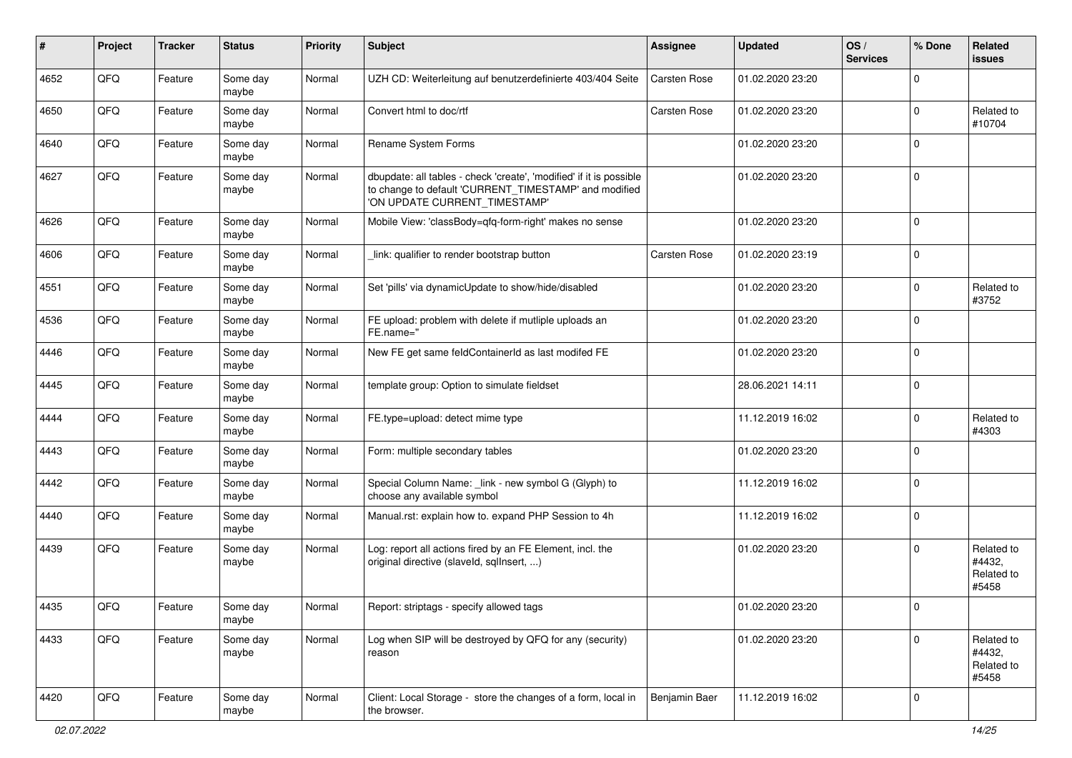| # | Project | Tracker | Status | Priority | Subject | Assignee | Updated | OS / Services | % Done | Related issues |
|---|---|---|---|---|---|---|---|---|---|---|
| 4652 | QFQ | Feature | Some day maybe | Normal | UZH CD: Weiterleitung auf benutzerdefinierte 403/404 Seite | Carsten Rose | 01.02.2020 23:20 | | 0 | |
| 4650 | QFQ | Feature | Some day maybe | Normal | Convert html to doc/rtf | Carsten Rose | 01.02.2020 23:20 | | 0 | Related to #10704 |
| 4640 | QFQ | Feature | Some day maybe | Normal | Rename System Forms | | 01.02.2020 23:20 | | 0 | |
| 4627 | QFQ | Feature | Some day maybe | Normal | dbupdate: all tables - check 'create', 'modified' if it is possible to change to default 'CURRENT_TIMESTAMP' and modified 'ON UPDATE CURRENT_TIMESTAMP' | | 01.02.2020 23:20 | | 0 | |
| 4626 | QFQ | Feature | Some day maybe | Normal | Mobile View: 'classBody=qfq-form-right' makes no sense | | 01.02.2020 23:20 | | 0 | |
| 4606 | QFQ | Feature | Some day maybe | Normal | _link: qualifier to render bootstrap button | Carsten Rose | 01.02.2020 23:19 | | 0 | |
| 4551 | QFQ | Feature | Some day maybe | Normal | Set 'pills' via dynamicUpdate to show/hide/disabled | | 01.02.2020 23:20 | | 0 | Related to #3752 |
| 4536 | QFQ | Feature | Some day maybe | Normal | FE upload: problem with delete if mutliple uploads an FE.name='' | | 01.02.2020 23:20 | | 0 | |
| 4446 | QFQ | Feature | Some day maybe | Normal | New FE get same feldContainerId as last modifed FE | | 01.02.2020 23:20 | | 0 | |
| 4445 | QFQ | Feature | Some day maybe | Normal | template group: Option to simulate fieldset | | 28.06.2021 14:11 | | 0 | |
| 4444 | QFQ | Feature | Some day maybe | Normal | FE.type=upload: detect mime type | | 11.12.2019 16:02 | | 0 | Related to #4303 |
| 4443 | QFQ | Feature | Some day maybe | Normal | Form: multiple secondary tables | | 01.02.2020 23:20 | | 0 | |
| 4442 | QFQ | Feature | Some day maybe | Normal | Special Column Name: _link - new symbol G (Glyph) to choose any available symbol | | 11.12.2019 16:02 | | 0 | |
| 4440 | QFQ | Feature | Some day maybe | Normal | Manual.rst: explain how to. expand PHP Session to 4h | | 11.12.2019 16:02 | | 0 | |
| 4439 | QFQ | Feature | Some day maybe | Normal | Log: report all actions fired by an FE Element, incl. the original directive (slaveId, sqlInsert, ...) | | 01.02.2020 23:20 | | 0 | Related to #4432, Related to #5458 |
| 4435 | QFQ | Feature | Some day maybe | Normal | Report: striptags - specify allowed tags | | 01.02.2020 23:20 | | 0 | |
| 4433 | QFQ | Feature | Some day maybe | Normal | Log when SIP will be destroyed by QFQ for any (security) reason | | 01.02.2020 23:20 | | 0 | Related to #4432, Related to #5458 |
| 4420 | QFQ | Feature | Some day maybe | Normal | Client: Local Storage - store the changes of a form, local in the browser. | Benjamin Baer | 11.12.2019 16:02 | | 0 | |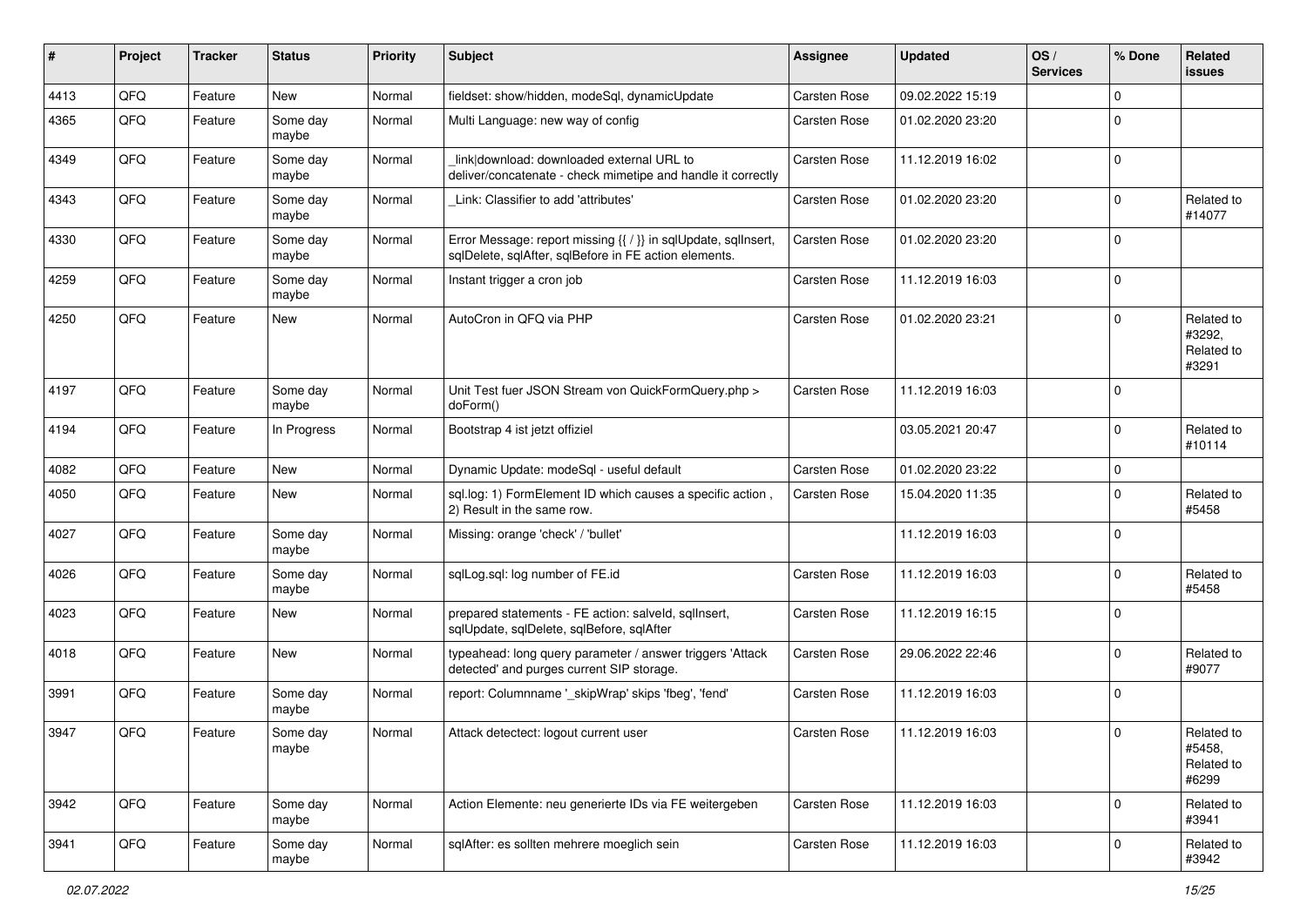| # | Project | Tracker | Status | Priority | Subject | Assignee | Updated | OS / Services | % Done | Related issues |
|---|---|---|---|---|---|---|---|---|---|---|
| 4413 | QFQ | Feature | New | Normal | fieldset: show/hidden, modeSql, dynamicUpdate | Carsten Rose | 09.02.2022 15:19 | | 0 | |
| 4365 | QFQ | Feature | Some day maybe | Normal | Multi Language: new way of config | Carsten Rose | 01.02.2020 23:20 | | 0 | |
| 4349 | QFQ | Feature | Some day maybe | Normal | _link\|download: downloaded external URL to deliver/concatenate - check mimetipe and handle it correctly | Carsten Rose | 11.12.2019 16:02 | | 0 | |
| 4343 | QFQ | Feature | Some day maybe | Normal | _Link: Classifier to add 'attributes' | Carsten Rose | 01.02.2020 23:20 | | 0 | Related to #14077 |
| 4330 | QFQ | Feature | Some day maybe | Normal | Error Message: report missing {{ / }} in sqlUpdate, sqlInsert, sqlDelete, sqlAfter, sqlBefore in FE action elements. | Carsten Rose | 01.02.2020 23:20 | | 0 | |
| 4259 | QFQ | Feature | Some day maybe | Normal | Instant trigger a cron job | Carsten Rose | 11.12.2019 16:03 | | 0 | |
| 4250 | QFQ | Feature | New | Normal | AutoCron in QFQ via PHP | Carsten Rose | 01.02.2020 23:21 | | 0 | Related to #3292, Related to #3291 |
| 4197 | QFQ | Feature | Some day maybe | Normal | Unit Test fuer JSON Stream von QuickFormQuery.php > doForm() | Carsten Rose | 11.12.2019 16:03 | | 0 | |
| 4194 | QFQ | Feature | In Progress | Normal | Bootstrap 4 ist jetzt offiziel | | 03.05.2021 20:47 | | 0 | Related to #10114 |
| 4082 | QFQ | Feature | New | Normal | Dynamic Update: modeSql - useful default | Carsten Rose | 01.02.2020 23:22 | | 0 | |
| 4050 | QFQ | Feature | New | Normal | sql.log: 1) FormElement ID which causes a specific action , 2) Result in the same row. | Carsten Rose | 15.04.2020 11:35 | | 0 | Related to #5458 |
| 4027 | QFQ | Feature | Some day maybe | Normal | Missing: orange 'check' / 'bullet' | | 11.12.2019 16:03 | | 0 | |
| 4026 | QFQ | Feature | Some day maybe | Normal | sqlLog.sql: log number of FE.id | Carsten Rose | 11.12.2019 16:03 | | 0 | Related to #5458 |
| 4023 | QFQ | Feature | New | Normal | prepared statements - FE action: salveId, sqlInsert, sqlUpdate, sqlDelete, sqlBefore, sqlAfter | Carsten Rose | 11.12.2019 16:15 | | 0 | |
| 4018 | QFQ | Feature | New | Normal | typeahead: long query parameter / answer triggers 'Attack detected' and purges current SIP storage. | Carsten Rose | 29.06.2022 22:46 | | 0 | Related to #9077 |
| 3991 | QFQ | Feature | Some day maybe | Normal | report: Columnname '_skipWrap' skips 'fbeg', 'fend' | Carsten Rose | 11.12.2019 16:03 | | 0 | |
| 3947 | QFQ | Feature | Some day maybe | Normal | Attack detectect: logout current user | Carsten Rose | 11.12.2019 16:03 | | 0 | Related to #5458, Related to #6299 |
| 3942 | QFQ | Feature | Some day maybe | Normal | Action Elemente: neu generierte IDs via FE weitergeben | Carsten Rose | 11.12.2019 16:03 | | 0 | Related to #3941 |
| 3941 | QFQ | Feature | Some day maybe | Normal | sqlAfter: es sollten mehrere moeglich sein | Carsten Rose | 11.12.2019 16:03 | | 0 | Related to #3942 |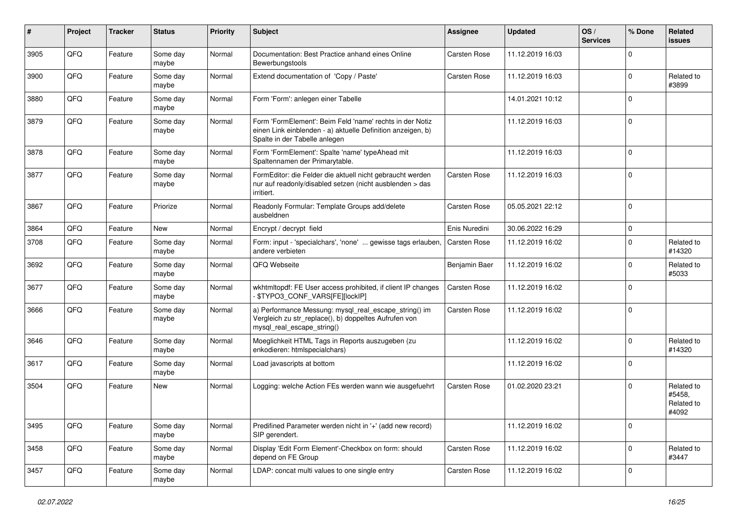| # | Project | Tracker | Status | Priority | Subject | Assignee | Updated | OS / Services | % Done | Related issues |
|---|---|---|---|---|---|---|---|---|---|---|
| 3905 | QFQ | Feature | Some day maybe | Normal | Documentation: Best Practice anhand eines Online Bewerbungstools | Carsten Rose | 11.12.2019 16:03 | | 0 | |
| 3900 | QFQ | Feature | Some day maybe | Normal | Extend documentation of 'Copy / Paste' | Carsten Rose | 11.12.2019 16:03 | | 0 | Related to #3899 |
| 3880 | QFQ | Feature | Some day maybe | Normal | Form 'Form': anlegen einer Tabelle | | 14.01.2021 10:12 | | 0 | |
| 3879 | QFQ | Feature | Some day maybe | Normal | Form 'FormElement': Beim Feld 'name' rechts in der Notiz einen Link einblenden - a) aktuelle Definition anzeigen, b) Spalte in der Tabelle anlegen | | 11.12.2019 16:03 | | 0 | |
| 3878 | QFQ | Feature | Some day maybe | Normal | Form 'FormElement': Spalte 'name' typeAhead mit Spaltennamen der Primarytable. | | 11.12.2019 16:03 | | 0 | |
| 3877 | QFQ | Feature | Some day maybe | Normal | FormEditor: die Felder die aktuell nicht gebraucht werden nur auf readonly/disabled setzen (nicht ausblenden > das irritiert. | Carsten Rose | 11.12.2019 16:03 | | 0 | |
| 3867 | QFQ | Feature | Priorize | Normal | Readonly Formular: Template Groups add/delete ausbeldnen | Carsten Rose | 05.05.2021 22:12 | | 0 | |
| 3864 | QFQ | Feature | New | Normal | Encrypt / decrypt field | Enis Nuredini | 30.06.2022 16:29 | | 0 | |
| 3708 | QFQ | Feature | Some day maybe | Normal | Form: input - 'specialchars', 'none' ... gewisse tags erlauben, andere verbieten | Carsten Rose | 11.12.2019 16:02 | | 0 | Related to #14320 |
| 3692 | QFQ | Feature | Some day maybe | Normal | QFQ Webseite | Benjamin Baer | 11.12.2019 16:02 | | 0 | Related to #5033 |
| 3677 | QFQ | Feature | Some day maybe | Normal | wkhtmltopdf: FE User access prohibited, if client IP changes - $TYPO3_CONF_VARS[FE][lockIP] | Carsten Rose | 11.12.2019 16:02 | | 0 | |
| 3666 | QFQ | Feature | Some day maybe | Normal | a) Performance Messung: mysql_real_escape_string() im Vergleich zu str_replace(), b) doppeltes Aufrufen von mysql_real_escape_string() | Carsten Rose | 11.12.2019 16:02 | | 0 | |
| 3646 | QFQ | Feature | Some day maybe | Normal | Moeglichkeit HTML Tags in Reports auszugeben (zu enkodieren: htmlspecialchars) | | 11.12.2019 16:02 | | 0 | Related to #14320 |
| 3617 | QFQ | Feature | Some day maybe | Normal | Load javascripts at bottom | | 11.12.2019 16:02 | | 0 | |
| 3504 | QFQ | Feature | New | Normal | Logging: welche Action FEs werden wann wie ausgefuehrt | Carsten Rose | 01.02.2020 23:21 | | 0 | Related to #5458, Related to #4092 |
| 3495 | QFQ | Feature | Some day maybe | Normal | Predifined Parameter werden nicht in '+' (add new record) SIP gerendert. | | 11.12.2019 16:02 | | 0 | |
| 3458 | QFQ | Feature | Some day maybe | Normal | Display 'Edit Form Element'-Checkbox on form: should depend on FE Group | Carsten Rose | 11.12.2019 16:02 | | 0 | Related to #3447 |
| 3457 | QFQ | Feature | Some day maybe | Normal | LDAP: concat multi values to one single entry | Carsten Rose | 11.12.2019 16:02 | | 0 | |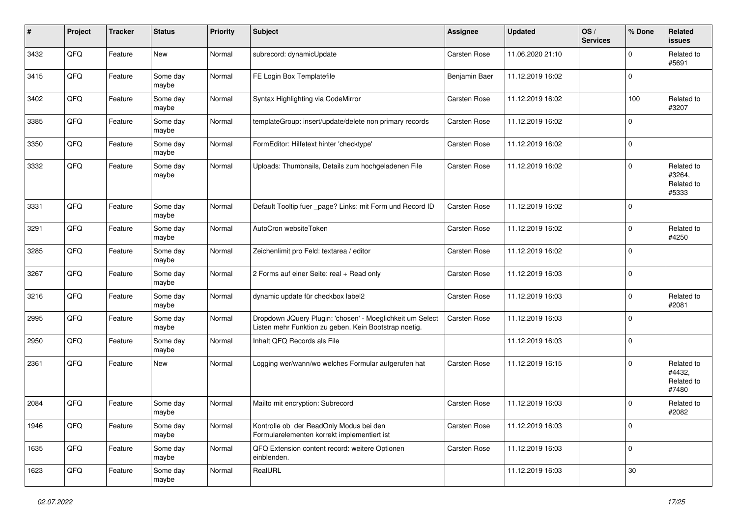| # | Project | Tracker | Status | Priority | Subject | Assignee | Updated | OS / Services | % Done | Related issues |
|---|---|---|---|---|---|---|---|---|---|---|
| 3432 | QFQ | Feature | New | Normal | subrecord: dynamicUpdate | Carsten Rose | 11.06.2020 21:10 | | 0 | Related to #5691 |
| 3415 | QFQ | Feature | Some day maybe | Normal | FE Login Box Templatefile | Benjamin Baer | 11.12.2019 16:02 | | 0 | |
| 3402 | QFQ | Feature | Some day maybe | Normal | Syntax Highlighting via CodeMirror | Carsten Rose | 11.12.2019 16:02 | | 100 | Related to #3207 |
| 3385 | QFQ | Feature | Some day maybe | Normal | templateGroup: insert/update/delete non primary records | Carsten Rose | 11.12.2019 16:02 | | 0 | |
| 3350 | QFQ | Feature | Some day maybe | Normal | FormEditor: Hilfetext hinter 'checktype' | Carsten Rose | 11.12.2019 16:02 | | 0 | |
| 3332 | QFQ | Feature | Some day maybe | Normal | Uploads: Thumbnails, Details zum hochgeladenen File | Carsten Rose | 11.12.2019 16:02 | | 0 | Related to #3264, Related to #5333 |
| 3331 | QFQ | Feature | Some day maybe | Normal | Default Tooltip fuer _page? Links: mit Form und Record ID | Carsten Rose | 11.12.2019 16:02 | | 0 | |
| 3291 | QFQ | Feature | Some day maybe | Normal | AutoCron websiteToken | Carsten Rose | 11.12.2019 16:02 | | 0 | Related to #4250 |
| 3285 | QFQ | Feature | Some day maybe | Normal | Zeichenlimit pro Feld: textarea / editor | Carsten Rose | 11.12.2019 16:02 | | 0 | |
| 3267 | QFQ | Feature | Some day maybe | Normal | 2 Forms auf einer Seite: real + Read only | Carsten Rose | 11.12.2019 16:03 | | 0 | |
| 3216 | QFQ | Feature | Some day maybe | Normal | dynamic update für checkbox label2 | Carsten Rose | 11.12.2019 16:03 | | 0 | Related to #2081 |
| 2995 | QFQ | Feature | Some day maybe | Normal | Dropdown JQuery Plugin: 'chosen' - Moeglichkeit um Select Listen mehr Funktion zu geben. Kein Bootstrap noetig. | Carsten Rose | 11.12.2019 16:03 | | 0 | |
| 2950 | QFQ | Feature | Some day maybe | Normal | Inhalt QFQ Records als File | | 11.12.2019 16:03 | | 0 | |
| 2361 | QFQ | Feature | New | Normal | Logging wer/wann/wo welches Formular aufgerufen hat | Carsten Rose | 11.12.2019 16:15 | | 0 | Related to #4432, Related to #7480 |
| 2084 | QFQ | Feature | Some day maybe | Normal | Mailto mit encryption: Subrecord | Carsten Rose | 11.12.2019 16:03 | | 0 | Related to #2082 |
| 1946 | QFQ | Feature | Some day maybe | Normal | Kontrolle ob der ReadOnly Modus bei den Formularelementen korrekt implementiert ist | Carsten Rose | 11.12.2019 16:03 | | 0 | |
| 1635 | QFQ | Feature | Some day maybe | Normal | QFQ Extension content record: weitere Optionen einblenden. | Carsten Rose | 11.12.2019 16:03 | | 0 | |
| 1623 | QFQ | Feature | Some day maybe | Normal | RealURL | | 11.12.2019 16:03 | | 30 | |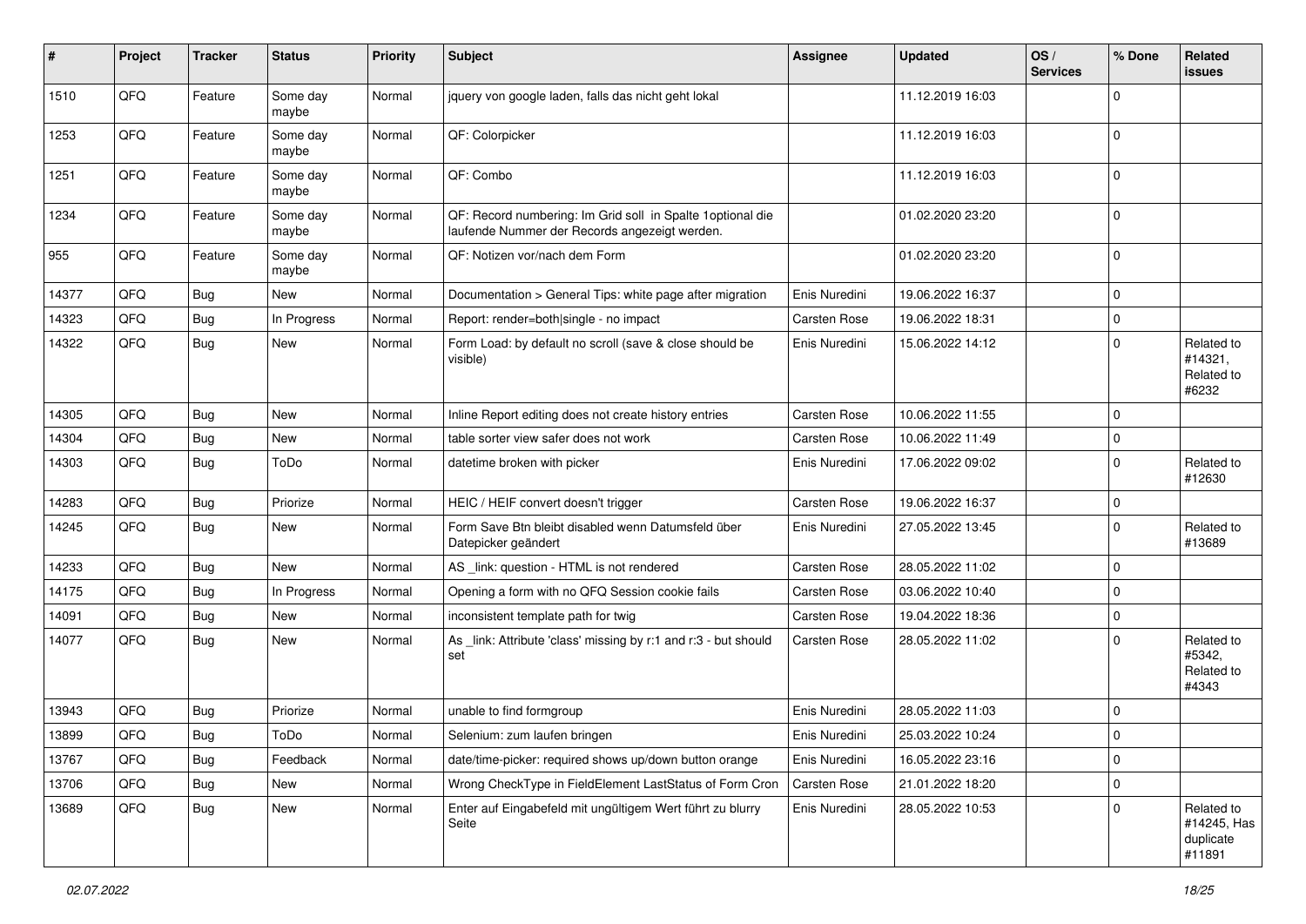| # | Project | Tracker | Status | Priority | Subject | Assignee | Updated | OS / Services | % Done | Related issues |
|---|---|---|---|---|---|---|---|---|---|---|
| 1510 | QFQ | Feature | Some day maybe | Normal | jquery von google laden, falls das nicht geht lokal | | 11.12.2019 16:03 | | 0 | |
| 1253 | QFQ | Feature | Some day maybe | Normal | QF: Colorpicker | | 11.12.2019 16:03 | | 0 | |
| 1251 | QFQ | Feature | Some day maybe | Normal | QF: Combo | | 11.12.2019 16:03 | | 0 | |
| 1234 | QFQ | Feature | Some day maybe | Normal | QF: Record numbering: Im Grid soll in Spalte 1optional die laufende Nummer der Records angezeigt werden. | | 01.02.2020 23:20 | | 0 | |
| 955 | QFQ | Feature | Some day maybe | Normal | QF: Notizen vor/nach dem Form | | 01.02.2020 23:20 | | 0 | |
| 14377 | QFQ | Bug | New | Normal | Documentation > General Tips: white page after migration | Enis Nuredini | 19.06.2022 16:37 | | 0 | |
| 14323 | QFQ | Bug | In Progress | Normal | Report: render=both\|single - no impact | Carsten Rose | 19.06.2022 18:31 | | 0 | |
| 14322 | QFQ | Bug | New | Normal | Form Load: by default no scroll (save & close should be visible) | Enis Nuredini | 15.06.2022 14:12 | | 0 | Related to #14321, Related to #6232 |
| 14305 | QFQ | Bug | New | Normal | Inline Report editing does not create history entries | Carsten Rose | 10.06.2022 11:55 | | 0 | |
| 14304 | QFQ | Bug | New | Normal | table sorter view safer does not work | Carsten Rose | 10.06.2022 11:49 | | 0 | |
| 14303 | QFQ | Bug | ToDo | Normal | datetime broken with picker | Enis Nuredini | 17.06.2022 09:02 | | 0 | Related to #12630 |
| 14283 | QFQ | Bug | Priorize | Normal | HEIC / HEIF convert doesn't trigger | Carsten Rose | 19.06.2022 16:37 | | 0 | |
| 14245 | QFQ | Bug | New | Normal | Form Save Btn bleibt disabled wenn Datumsfeld über Datepicker geändert | Enis Nuredini | 27.05.2022 13:45 | | 0 | Related to #13689 |
| 14233 | QFQ | Bug | New | Normal | AS _link: question - HTML is not rendered | Carsten Rose | 28.05.2022 11:02 | | 0 | |
| 14175 | QFQ | Bug | In Progress | Normal | Opening a form with no QFQ Session cookie fails | Carsten Rose | 03.06.2022 10:40 | | 0 | |
| 14091 | QFQ | Bug | New | Normal | inconsistent template path for twig | Carsten Rose | 19.04.2022 18:36 | | 0 | |
| 14077 | QFQ | Bug | New | Normal | As _link: Attribute 'class' missing by r:1 and r:3 - but should set | Carsten Rose | 28.05.2022 11:02 | | 0 | Related to #5342, Related to #4343 |
| 13943 | QFQ | Bug | Priorize | Normal | unable to find formgroup | Enis Nuredini | 28.05.2022 11:03 | | 0 | |
| 13899 | QFQ | Bug | ToDo | Normal | Selenium: zum laufen bringen | Enis Nuredini | 25.03.2022 10:24 | | 0 | |
| 13767 | QFQ | Bug | Feedback | Normal | date/time-picker: required shows up/down button orange | Enis Nuredini | 16.05.2022 23:16 | | 0 | |
| 13706 | QFQ | Bug | New | Normal | Wrong CheckType in FieldElement LastStatus of Form Cron | Carsten Rose | 21.01.2022 18:20 | | 0 | |
| 13689 | QFQ | Bug | New | Normal | Enter auf Eingabefeld mit ungültigem Wert führt zu blurry Seite | Enis Nuredini | 28.05.2022 10:53 | | 0 | Related to #14245, Has duplicate #11891 |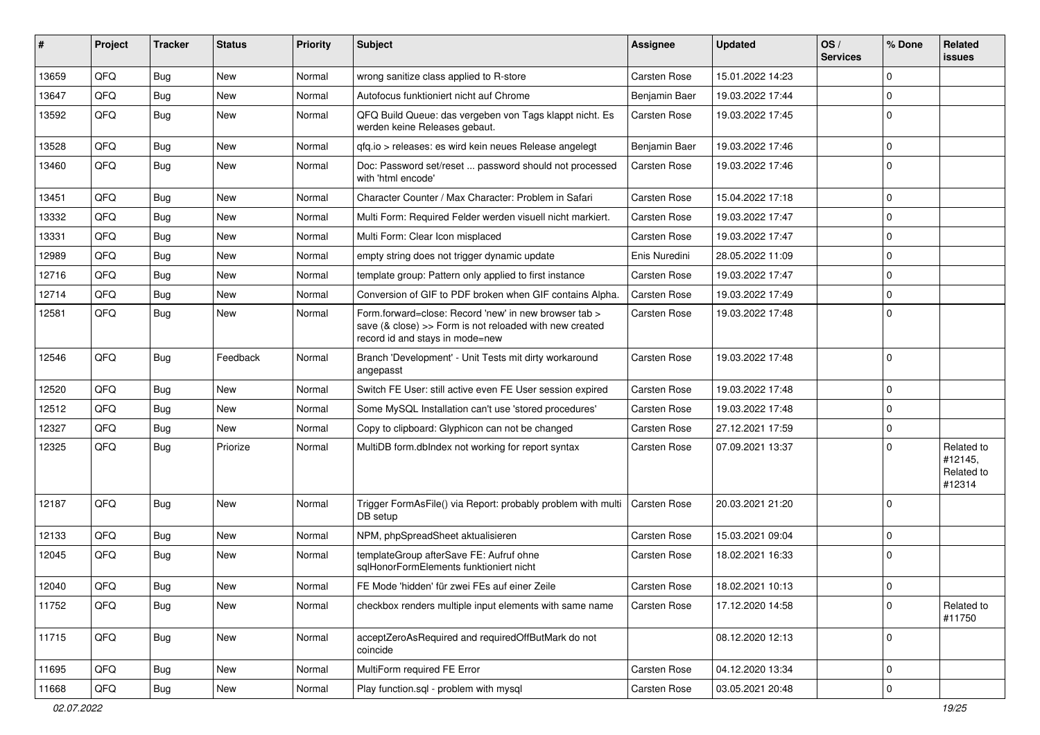| # | Project | Tracker | Status | Priority | Subject | Assignee | Updated | OS / Services | % Done | Related issues |
|---|---|---|---|---|---|---|---|---|---|---|
| 13659 | QFQ | Bug | New | Normal | wrong sanitize class applied to R-store | Carsten Rose | 15.01.2022 14:23 | | 0 | |
| 13647 | QFQ | Bug | New | Normal | Autofocus funktioniert nicht auf Chrome | Benjamin Baer | 19.03.2022 17:44 | | 0 | |
| 13592 | QFQ | Bug | New | Normal | QFQ Build Queue: das vergeben von Tags klappt nicht. Es werden keine Releases gebaut. | Carsten Rose | 19.03.2022 17:45 | | 0 | |
| 13528 | QFQ | Bug | New | Normal | qfq.io > releases: es wird kein neues Release angelegt | Benjamin Baer | 19.03.2022 17:46 | | 0 | |
| 13460 | QFQ | Bug | New | Normal | Doc: Password set/reset ... password should not processed with 'html encode' | Carsten Rose | 19.03.2022 17:46 | | 0 | |
| 13451 | QFQ | Bug | New | Normal | Character Counter / Max Character: Problem in Safari | Carsten Rose | 15.04.2022 17:18 | | 0 | |
| 13332 | QFQ | Bug | New | Normal | Multi Form: Required Felder werden visuell nicht markiert. | Carsten Rose | 19.03.2022 17:47 | | 0 | |
| 13331 | QFQ | Bug | New | Normal | Multi Form: Clear Icon misplaced | Carsten Rose | 19.03.2022 17:47 | | 0 | |
| 12989 | QFQ | Bug | New | Normal | empty string does not trigger dynamic update | Enis Nuredini | 28.05.2022 11:09 | | 0 | |
| 12716 | QFQ | Bug | New | Normal | template group: Pattern only applied to first instance | Carsten Rose | 19.03.2022 17:47 | | 0 | |
| 12714 | QFQ | Bug | New | Normal | Conversion of GIF to PDF broken when GIF contains Alpha. | Carsten Rose | 19.03.2022 17:49 | | 0 | |
| 12581 | QFQ | Bug | New | Normal | Form.forward=close: Record 'new' in new browser tab > save (& close) >> Form is not reloaded with new created record id and stays in mode=new | Carsten Rose | 19.03.2022 17:48 | | 0 | |
| 12546 | QFQ | Bug | Feedback | Normal | Branch 'Development' - Unit Tests mit dirty workaround angepasst | Carsten Rose | 19.03.2022 17:48 | | 0 | |
| 12520 | QFQ | Bug | New | Normal | Switch FE User: still active even FE User session expired | Carsten Rose | 19.03.2022 17:48 | | 0 | |
| 12512 | QFQ | Bug | New | Normal | Some MySQL Installation can't use 'stored procedures' | Carsten Rose | 19.03.2022 17:48 | | 0 | |
| 12327 | QFQ | Bug | New | Normal | Copy to clipboard: Glyphicon can not be changed | Carsten Rose | 27.12.2021 17:59 | | 0 | |
| 12325 | QFQ | Bug | Priorize | Normal | MultiDB form.dbIndex not working for report syntax | Carsten Rose | 07.09.2021 13:37 | | 0 | Related to #12145, Related to #12314 |
| 12187 | QFQ | Bug | New | Normal | Trigger FormAsFile() via Report: probably problem with multi DB setup | Carsten Rose | 20.03.2021 21:20 | | 0 | |
| 12133 | QFQ | Bug | New | Normal | NPM, phpSpreadSheet aktualisieren | Carsten Rose | 15.03.2021 09:04 | | 0 | |
| 12045 | QFQ | Bug | New | Normal | templateGroup afterSave FE: Aufruf ohne sqlHonorFormElements funktioniert nicht | Carsten Rose | 18.02.2021 16:33 | | 0 | |
| 12040 | QFQ | Bug | New | Normal | FE Mode 'hidden' für zwei FEs auf einer Zeile | Carsten Rose | 18.02.2021 10:13 | | 0 | |
| 11752 | QFQ | Bug | New | Normal | checkbox renders multiple input elements with same name | Carsten Rose | 17.12.2020 14:58 | | 0 | Related to #11750 |
| 11715 | QFQ | Bug | New | Normal | acceptZeroAsRequired and requiredOffButMark do not coincide | | 08.12.2020 12:13 | | 0 | |
| 11695 | QFQ | Bug | New | Normal | MultiForm required FE Error | Carsten Rose | 04.12.2020 13:34 | | 0 | |
| 11668 | QFQ | Bug | New | Normal | Play function.sql - problem with mysql | Carsten Rose | 03.05.2021 20:48 | | 0 | |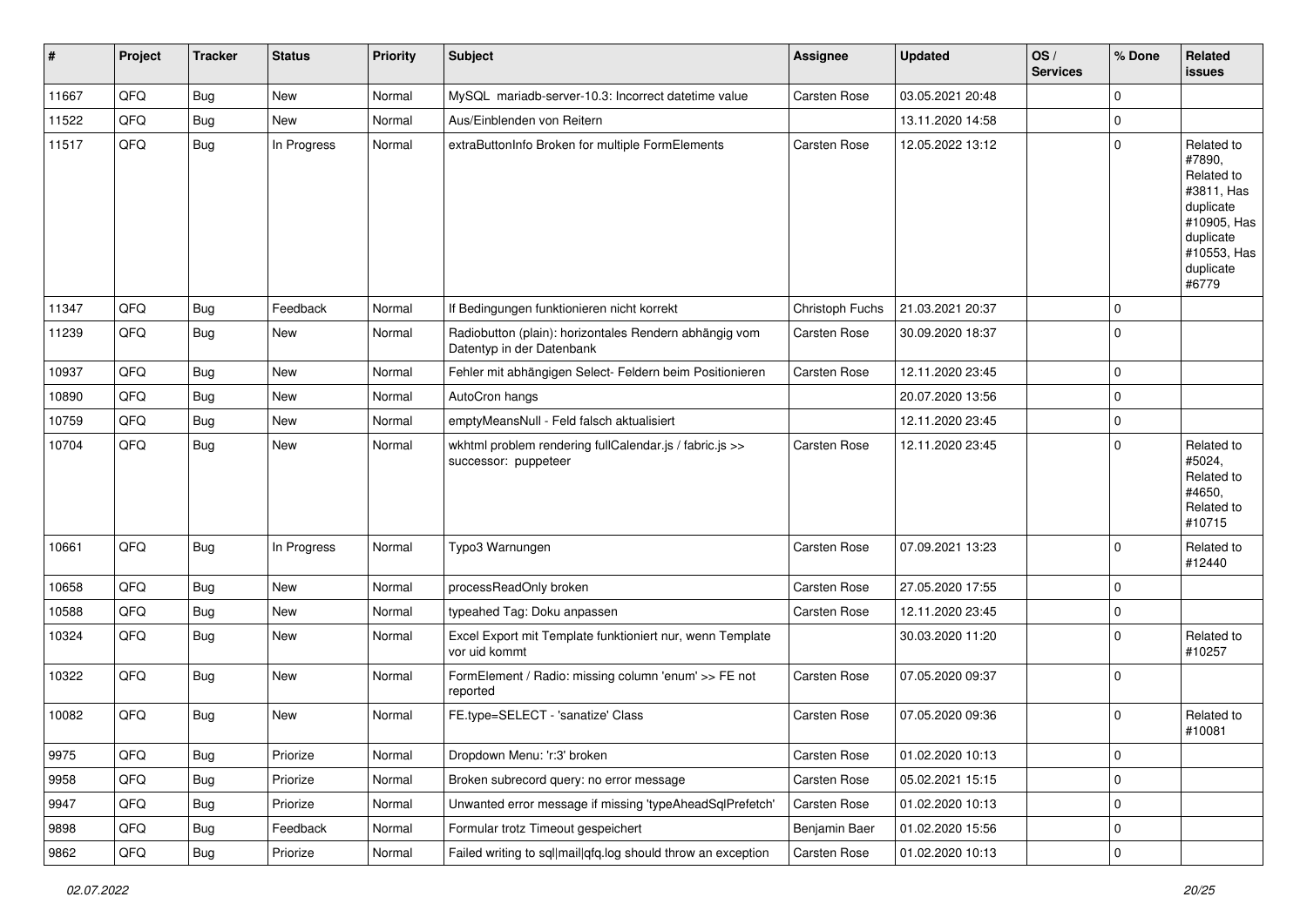| # | Project | Tracker | Status | Priority | Subject | Assignee | Updated | OS / Services | % Done | Related issues |
|---|---|---|---|---|---|---|---|---|---|---|
| 11667 | QFQ | Bug | New | Normal | MySQL mariadb-server-10.3: Incorrect datetime value | Carsten Rose | 03.05.2021 20:48 | | 0 | |
| 11522 | QFQ | Bug | New | Normal | Aus/Einblenden von Reitern | | 13.11.2020 14:58 | | 0 | |
| 11517 | QFQ | Bug | In Progress | Normal | extraButtonInfo Broken for multiple FormElements | Carsten Rose | 12.05.2022 13:12 | | 0 | Related to #7890, Related to #3811, Has duplicate #10905, Has duplicate #10553, Has duplicate #6779 |
| 11347 | QFQ | Bug | Feedback | Normal | If Bedingungen funktionieren nicht korrekt | Christoph Fuchs | 21.03.2021 20:37 | | 0 | |
| 11239 | QFQ | Bug | New | Normal | Radiobutton (plain): horizontales Rendern abhängig vom Datentyp in der Datenbank | Carsten Rose | 30.09.2020 18:37 | | 0 | |
| 10937 | QFQ | Bug | New | Normal | Fehler mit abhängigen Select- Feldern beim Positionieren | Carsten Rose | 12.11.2020 23:45 | | 0 | |
| 10890 | QFQ | Bug | New | Normal | AutoCron hangs | | 20.07.2020 13:56 | | 0 | |
| 10759 | QFQ | Bug | New | Normal | emptyMeansNull - Feld falsch aktualisiert | | 12.11.2020 23:45 | | 0 | |
| 10704 | QFQ | Bug | New | Normal | wkhtml problem rendering fullCalendar.js / fabric.js >> successor: puppeteer | Carsten Rose | 12.11.2020 23:45 | | 0 | Related to #5024, Related to #4650, Related to #10715 |
| 10661 | QFQ | Bug | In Progress | Normal | Typo3 Warnungen | Carsten Rose | 07.09.2021 13:23 | | 0 | Related to #12440 |
| 10658 | QFQ | Bug | New | Normal | processReadOnly broken | Carsten Rose | 27.05.2020 17:55 | | 0 | |
| 10588 | QFQ | Bug | New | Normal | typeahed Tag: Doku anpassen | Carsten Rose | 12.11.2020 23:45 | | 0 | |
| 10324 | QFQ | Bug | New | Normal | Excel Export mit Template funktioniert nur, wenn Template vor uid kommt | | 30.03.2020 11:20 | | 0 | Related to #10257 |
| 10322 | QFQ | Bug | New | Normal | FormElement / Radio: missing column 'enum' >> FE not reported | Carsten Rose | 07.05.2020 09:37 | | 0 | |
| 10082 | QFQ | Bug | New | Normal | FE.type=SELECT - 'sanatize' Class | Carsten Rose | 07.05.2020 09:36 | | 0 | Related to #10081 |
| 9975 | QFQ | Bug | Priorize | Normal | Dropdown Menu: 'r:3' broken | Carsten Rose | 01.02.2020 10:13 | | 0 | |
| 9958 | QFQ | Bug | Priorize | Normal | Broken subrecord query: no error message | Carsten Rose | 05.02.2021 15:15 | | 0 | |
| 9947 | QFQ | Bug | Priorize | Normal | Unwanted error message if missing 'typeAheadSqlPrefetch' | Carsten Rose | 01.02.2020 10:13 | | 0 | |
| 9898 | QFQ | Bug | Feedback | Normal | Formular trotz Timeout gespeichert | Benjamin Baer | 01.02.2020 15:56 | | 0 | |
| 9862 | QFQ | Bug | Priorize | Normal | Failed writing to sql\|mail\|qfq.log should throw an exception | Carsten Rose | 01.02.2020 10:13 | | 0 | |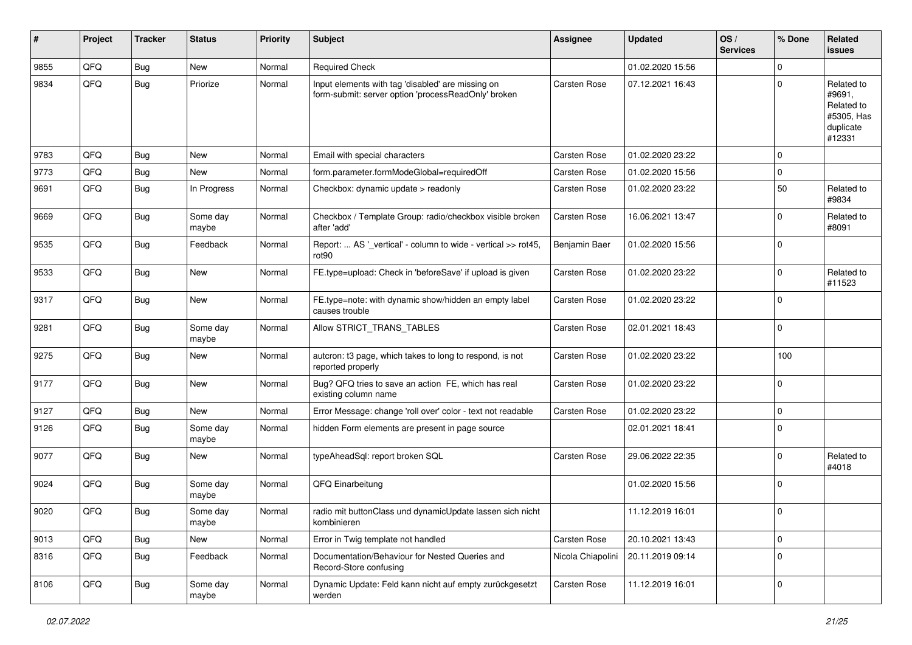| # | Project | Tracker | Status | Priority | Subject | Assignee | Updated | OS / Services | % Done | Related issues |
|---|---|---|---|---|---|---|---|---|---|---|
| 9855 | QFQ | Bug | New | Normal | Required Check | | 01.02.2020 15:56 | | 0 | |
| 9834 | QFQ | Bug | Priorize | Normal | Input elements with tag 'disabled' are missing on form-submit: server option 'processReadOnly' broken | Carsten Rose | 07.12.2021 16:43 | | 0 | Related to #9691, Related to #5305, Has duplicate #12331 |
| 9783 | QFQ | Bug | New | Normal | Email with special characters | Carsten Rose | 01.02.2020 23:22 | | 0 | |
| 9773 | QFQ | Bug | New | Normal | form.parameter.formModeGlobal=requiredOff | Carsten Rose | 01.02.2020 15:56 | | 0 | |
| 9691 | QFQ | Bug | In Progress | Normal | Checkbox: dynamic update > readonly | Carsten Rose | 01.02.2020 23:22 | | 50 | Related to #9834 |
| 9669 | QFQ | Bug | Some day maybe | Normal | Checkbox / Template Group: radio/checkbox visible broken after 'add' | Carsten Rose | 16.06.2021 13:47 | | 0 | Related to #8091 |
| 9535 | QFQ | Bug | Feedback | Normal | Report: ... AS '_vertical' - column to wide - vertical >> rot45, rot90 | Benjamin Baer | 01.02.2020 15:56 | | 0 | |
| 9533 | QFQ | Bug | New | Normal | FE.type=upload: Check in 'beforeSave' if upload is given | Carsten Rose | 01.02.2020 23:22 | | 0 | Related to #11523 |
| 9317 | QFQ | Bug | New | Normal | FE.type=note: with dynamic show/hidden an empty label causes trouble | Carsten Rose | 01.02.2020 23:22 | | 0 | |
| 9281 | QFQ | Bug | Some day maybe | Normal | Allow STRICT_TRANS_TABLES | Carsten Rose | 02.01.2021 18:43 | | 0 | |
| 9275 | QFQ | Bug | New | Normal | autcron: t3 page, which takes to long to respond, is not reported properly | Carsten Rose | 01.02.2020 23:22 | | 100 | |
| 9177 | QFQ | Bug | New | Normal | Bug? QFQ tries to save an action FE, which has real existing column name | Carsten Rose | 01.02.2020 23:22 | | 0 | |
| 9127 | QFQ | Bug | New | Normal | Error Message: change 'roll over' color - text not readable | Carsten Rose | 01.02.2020 23:22 | | 0 | |
| 9126 | QFQ | Bug | Some day maybe | Normal | hidden Form elements are present in page source | | 02.01.2021 18:41 | | 0 | |
| 9077 | QFQ | Bug | New | Normal | typeAheadSql: report broken SQL | Carsten Rose | 29.06.2022 22:35 | | 0 | Related to #4018 |
| 9024 | QFQ | Bug | Some day maybe | Normal | QFQ Einarbeitung | | 01.02.2020 15:56 | | 0 | |
| 9020 | QFQ | Bug | Some day maybe | Normal | radio mit buttonClass und dynamicUpdate lassen sich nicht kombinieren | | 11.12.2019 16:01 | | 0 | |
| 9013 | QFQ | Bug | New | Normal | Error in Twig template not handled | Carsten Rose | 20.10.2021 13:43 | | 0 | |
| 8316 | QFQ | Bug | Feedback | Normal | Documentation/Behaviour for Nested Queries and Record-Store confusing | Nicola Chiapolini | 20.11.2019 09:14 | | 0 | |
| 8106 | QFQ | Bug | Some day maybe | Normal | Dynamic Update: Feld kann nicht auf empty zurückgesetzt werden | Carsten Rose | 11.12.2019 16:01 | | 0 | |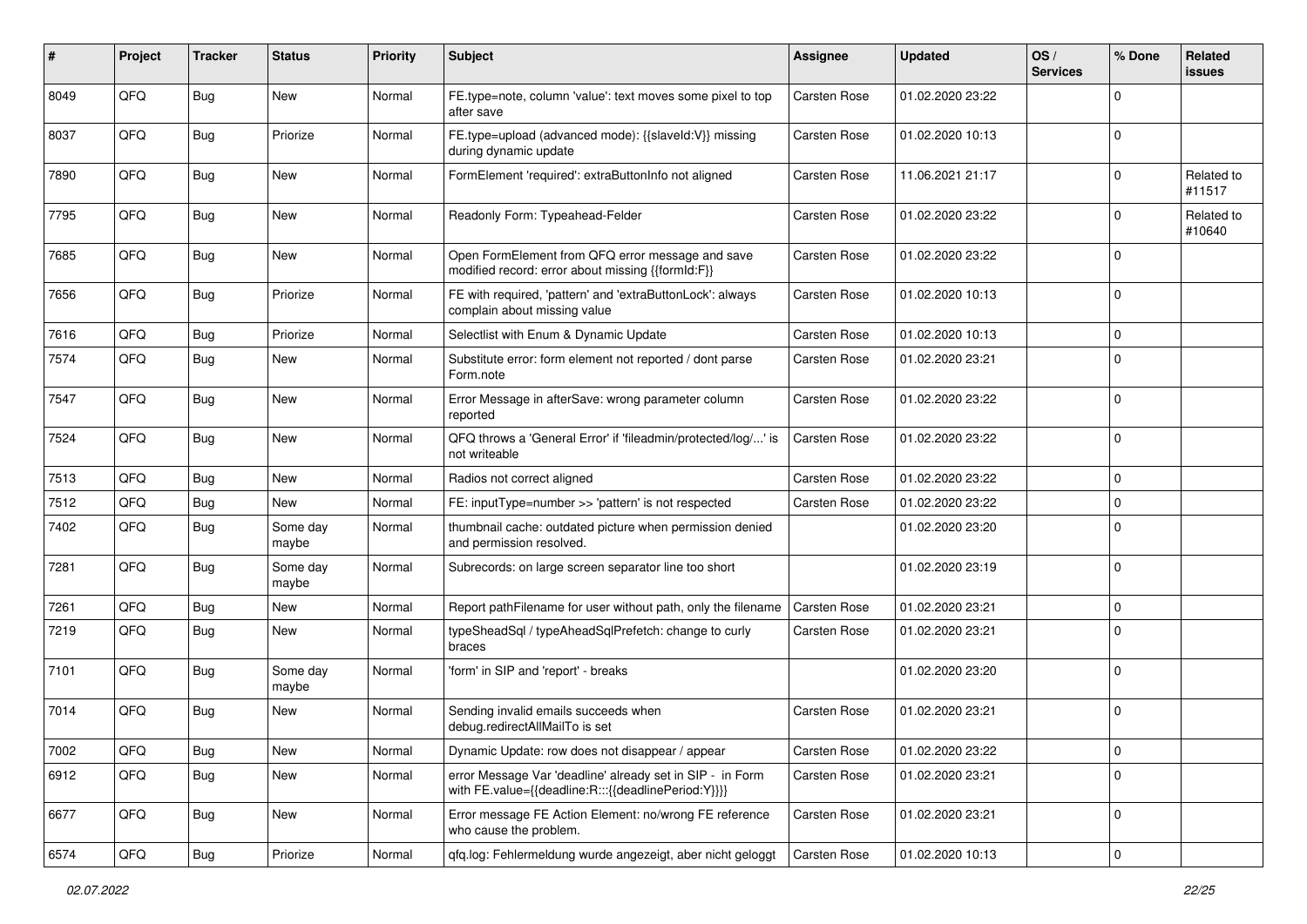| # | Project | Tracker | Status | Priority | Subject | Assignee | Updated | OS / Services | % Done | Related issues |
|---|---|---|---|---|---|---|---|---|---|---|
| 8049 | QFQ | Bug | New | Normal | FE.type=note, column 'value': text moves some pixel to top after save | Carsten Rose | 01.02.2020 23:22 | | 0 | |
| 8037 | QFQ | Bug | Priorize | Normal | FE.type=upload (advanced mode): {{slaveId:V}} missing during dynamic update | Carsten Rose | 01.02.2020 10:13 | | 0 | |
| 7890 | QFQ | Bug | New | Normal | FormElement 'required': extraButtonInfo not aligned | Carsten Rose | 11.06.2021 21:17 | | 0 | Related to #11517 |
| 7795 | QFQ | Bug | New | Normal | Readonly Form: Typeahead-Felder | Carsten Rose | 01.02.2020 23:22 | | 0 | Related to #10640 |
| 7685 | QFQ | Bug | New | Normal | Open FormElement from QFQ error message and save modified record: error about missing {{formId:F}} | Carsten Rose | 01.02.2020 23:22 | | 0 | |
| 7656 | QFQ | Bug | Priorize | Normal | FE with required, 'pattern' and 'extraButtonLock': always complain about missing value | Carsten Rose | 01.02.2020 10:13 | | 0 | |
| 7616 | QFQ | Bug | Priorize | Normal | Selectlist with Enum & Dynamic Update | Carsten Rose | 01.02.2020 10:13 | | 0 | |
| 7574 | QFQ | Bug | New | Normal | Substitute error: form element not reported / dont parse Form.note | Carsten Rose | 01.02.2020 23:21 | | 0 | |
| 7547 | QFQ | Bug | New | Normal | Error Message in afterSave: wrong parameter column reported | Carsten Rose | 01.02.2020 23:22 | | 0 | |
| 7524 | QFQ | Bug | New | Normal | QFQ throws a 'General Error' if 'fileadmin/protected/log/...' is not writeable | Carsten Rose | 01.02.2020 23:22 | | 0 | |
| 7513 | QFQ | Bug | New | Normal | Radios not correct aligned | Carsten Rose | 01.02.2020 23:22 | | 0 | |
| 7512 | QFQ | Bug | New | Normal | FE: inputType=number >> 'pattern' is not respected | Carsten Rose | 01.02.2020 23:22 | | 0 | |
| 7402 | QFQ | Bug | Some day maybe | Normal | thumbnail cache: outdated picture when permission denied and permission resolved. | | 01.02.2020 23:20 | | 0 | |
| 7281 | QFQ | Bug | Some day maybe | Normal | Subrecords: on large screen separator line too short | | 01.02.2020 23:19 | | 0 | |
| 7261 | QFQ | Bug | New | Normal | Report pathFilename for user without path, only the filename | Carsten Rose | 01.02.2020 23:21 | | 0 | |
| 7219 | QFQ | Bug | New | Normal | typeSheadSql / typeAheadSqlPrefetch: change to curly braces | Carsten Rose | 01.02.2020 23:21 | | 0 | |
| 7101 | QFQ | Bug | Some day maybe | Normal | 'form' in SIP and 'report' - breaks | | 01.02.2020 23:20 | | 0 | |
| 7014 | QFQ | Bug | New | Normal | Sending invalid emails succeeds when debug.redirectAllMailTo is set | Carsten Rose | 01.02.2020 23:21 | | 0 | |
| 7002 | QFQ | Bug | New | Normal | Dynamic Update: row does not disappear / appear | Carsten Rose | 01.02.2020 23:22 | | 0 | |
| 6912 | QFQ | Bug | New | Normal | error Message Var 'deadline' already set in SIP - in Form with FE.value={{deadline:R:::{{deadlinePeriod:Y}}}} | Carsten Rose | 01.02.2020 23:21 | | 0 | |
| 6677 | QFQ | Bug | New | Normal | Error message FE Action Element: no/wrong FE reference who cause the problem. | Carsten Rose | 01.02.2020 23:21 | | 0 | |
| 6574 | QFQ | Bug | Priorize | Normal | qfq.log: Fehlermeldung wurde angezeigt, aber nicht geloggt | Carsten Rose | 01.02.2020 10:13 | | 0 | |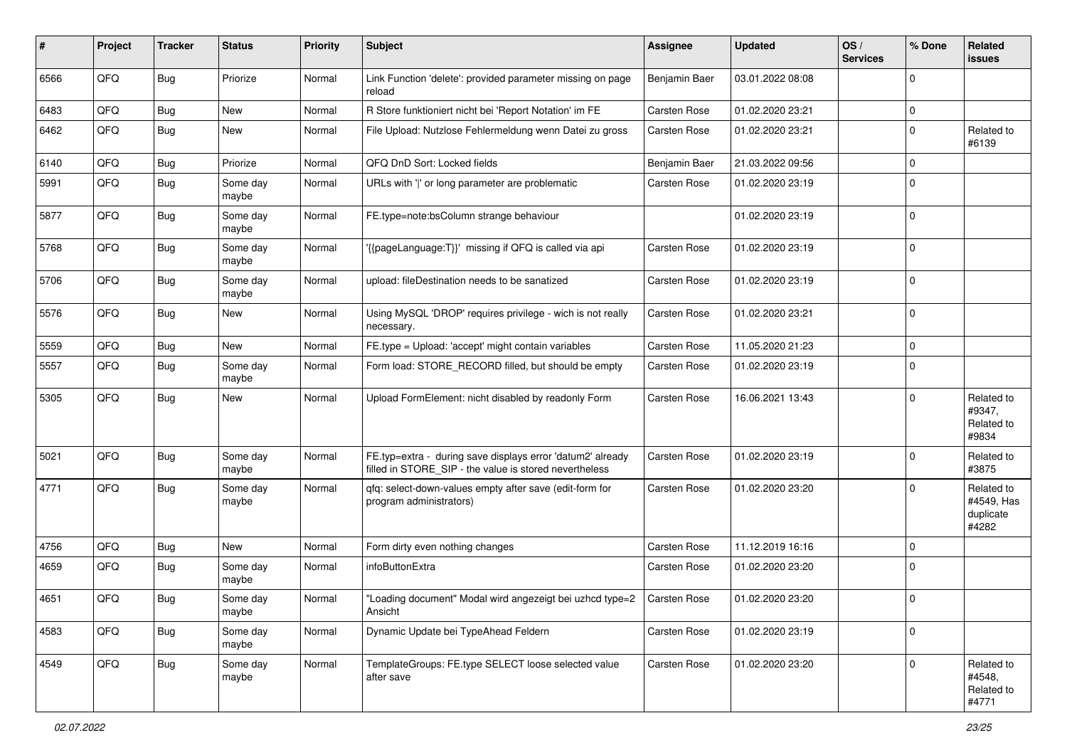| # | Project | Tracker | Status | Priority | Subject | Assignee | Updated | OS / Services | % Done | Related issues |
|---|---|---|---|---|---|---|---|---|---|---|
| 6566 | QFQ | Bug | Priorize | Normal | Link Function 'delete': provided parameter missing on page reload | Benjamin Baer | 03.01.2022 08:08 | | 0 | |
| 6483 | QFQ | Bug | New | Normal | R Store funktioniert nicht bei 'Report Notation' im FE | Carsten Rose | 01.02.2020 23:21 | | 0 | |
| 6462 | QFQ | Bug | New | Normal | File Upload: Nutzlose Fehlermeldung wenn Datei zu gross | Carsten Rose | 01.02.2020 23:21 | | 0 | Related to #6139 |
| 6140 | QFQ | Bug | Priorize | Normal | QFQ DnD Sort: Locked fields | Benjamin Baer | 21.03.2022 09:56 | | 0 | |
| 5991 | QFQ | Bug | Some day maybe | Normal | URLs with '\|' or long parameter are problematic | Carsten Rose | 01.02.2020 23:19 | | 0 | |
| 5877 | QFQ | Bug | Some day maybe | Normal | FE.type=note:bsColumn strange behaviour | | 01.02.2020 23:19 | | 0 | |
| 5768 | QFQ | Bug | Some day maybe | Normal | '{{pageLanguage:T}}' missing if QFQ is called via api | Carsten Rose | 01.02.2020 23:19 | | 0 | |
| 5706 | QFQ | Bug | Some day maybe | Normal | upload: fileDestination needs to be sanatized | Carsten Rose | 01.02.2020 23:19 | | 0 | |
| 5576 | QFQ | Bug | New | Normal | Using MySQL 'DROP' requires privilege - wich is not really necessary. | Carsten Rose | 01.02.2020 23:21 | | 0 | |
| 5559 | QFQ | Bug | New | Normal | FE.type = Upload: 'accept' might contain variables | Carsten Rose | 11.05.2020 21:23 | | 0 | |
| 5557 | QFQ | Bug | Some day maybe | Normal | Form load: STORE_RECORD filled, but should be empty | Carsten Rose | 01.02.2020 23:19 | | 0 | |
| 5305 | QFQ | Bug | New | Normal | Upload FormElement: nicht disabled by readonly Form | Carsten Rose | 16.06.2021 13:43 | | 0 | Related to #9347, Related to #9834 |
| 5021 | QFQ | Bug | Some day maybe | Normal | FE.typ=extra - during save displays error 'datum2' already filled in STORE_SIP - the value is stored nevertheless | Carsten Rose | 01.02.2020 23:19 | | 0 | Related to #3875 |
| 4771 | QFQ | Bug | Some day maybe | Normal | qfq: select-down-values empty after save (edit-form for program administrators) | Carsten Rose | 01.02.2020 23:20 | | 0 | Related to #4549, Has duplicate #4282 |
| 4756 | QFQ | Bug | New | Normal | Form dirty even nothing changes | Carsten Rose | 11.12.2019 16:16 | | 0 | |
| 4659 | QFQ | Bug | Some day maybe | Normal | infoButtonExtra | Carsten Rose | 01.02.2020 23:20 | | 0 | |
| 4651 | QFQ | Bug | Some day maybe | Normal | "Loading document" Modal wird angezeigt bei uzhcd type=2 Ansicht | Carsten Rose | 01.02.2020 23:20 | | 0 | |
| 4583 | QFQ | Bug | Some day maybe | Normal | Dynamic Update bei TypeAhead Feldern | Carsten Rose | 01.02.2020 23:19 | | 0 | |
| 4549 | QFQ | Bug | Some day maybe | Normal | TemplateGroups: FE.type SELECT loose selected value after save | Carsten Rose | 01.02.2020 23:20 | | 0 | Related to #4548, Related to #4771 |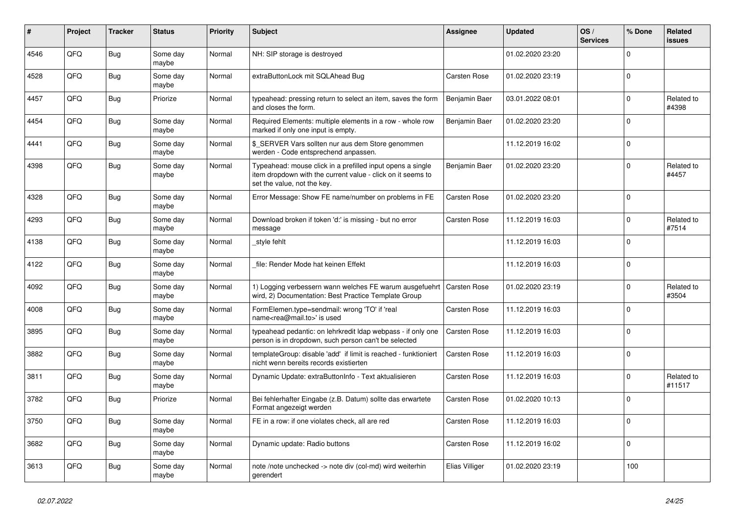| # | Project | Tracker | Status | Priority | Subject | Assignee | Updated | OS / Services | % Done | Related issues |
|---|---|---|---|---|---|---|---|---|---|---|
| 4546 | QFQ | Bug | Some day maybe | Normal | NH: SIP storage is destroyed | | 01.02.2020 23:20 | | 0 | |
| 4528 | QFQ | Bug | Some day maybe | Normal | extraButtonLock mit SQLAhead Bug | Carsten Rose | 01.02.2020 23:19 | | 0 | |
| 4457 | QFQ | Bug | Priorize | Normal | typeahead: pressing return to select an item, saves the form and closes the form. | Benjamin Baer | 03.01.2022 08:01 | | 0 | Related to #4398 |
| 4454 | QFQ | Bug | Some day maybe | Normal | Required Elements: multiple elements in a row - whole row marked if only one input is empty. | Benjamin Baer | 01.02.2020 23:20 | | 0 | |
| 4441 | QFQ | Bug | Some day maybe | Normal | $_SERVER Vars sollten nur aus dem Store genommen werden - Code entsprechend anpassen. | | 11.12.2019 16:02 | | 0 | |
| 4398 | QFQ | Bug | Some day maybe | Normal | Typeahead: mouse click in a prefilled input opens a single item dropdown with the current value - click on it seems to set the value, not the key. | Benjamin Baer | 01.02.2020 23:20 | | 0 | Related to #4457 |
| 4328 | QFQ | Bug | Some day maybe | Normal | Error Message: Show FE name/number on problems in FE | Carsten Rose | 01.02.2020 23:20 | | 0 | |
| 4293 | QFQ | Bug | Some day maybe | Normal | Download broken if token 'd:' is missing - but no error message | Carsten Rose | 11.12.2019 16:03 | | 0 | Related to #7514 |
| 4138 | QFQ | Bug | Some day maybe | Normal | _style fehlt | | 11.12.2019 16:03 | | 0 | |
| 4122 | QFQ | Bug | Some day maybe | Normal | _file: Render Mode hat keinen Effekt | | 11.12.2019 16:03 | | 0 | |
| 4092 | QFQ | Bug | Some day maybe | Normal | 1) Logging verbessern wann welches FE warum ausgefuehrt wird, 2) Documentation: Best Practice Template Group | Carsten Rose | 01.02.2020 23:19 | | 0 | Related to #3504 |
| 4008 | QFQ | Bug | Some day maybe | Normal | FormElemen.type=sendmail: wrong 'TO' if 'real name<rea@mail.to>' is used | Carsten Rose | 11.12.2019 16:03 | | 0 | |
| 3895 | QFQ | Bug | Some day maybe | Normal | typeahead pedantic: on lehrkredit ldap webpass - if only one person is in dropdown, such person can't be selected | Carsten Rose | 11.12.2019 16:03 | | 0 | |
| 3882 | QFQ | Bug | Some day maybe | Normal | templateGroup: disable 'add' if limit is reached - funktioniert nicht wenn bereits records existierten | Carsten Rose | 11.12.2019 16:03 | | 0 | |
| 3811 | QFQ | Bug | Some day maybe | Normal | Dynamic Update: extraButtonInfo - Text aktualisieren | Carsten Rose | 11.12.2019 16:03 | | 0 | Related to #11517 |
| 3782 | QFQ | Bug | Priorize | Normal | Bei fehlerhafter Eingabe (z.B. Datum) sollte das erwartete Format angezeigt werden | Carsten Rose | 01.02.2020 10:13 | | 0 | |
| 3750 | QFQ | Bug | Some day maybe | Normal | FE in a row: if one violates check, all are red | Carsten Rose | 11.12.2019 16:03 | | 0 | |
| 3682 | QFQ | Bug | Some day maybe | Normal | Dynamic update: Radio buttons | Carsten Rose | 11.12.2019 16:02 | | 0 | |
| 3613 | QFQ | Bug | Some day maybe | Normal | note /note unchecked -> note div (col-md) wird weiterhin gerendert | Elias Villiger | 01.02.2020 23:19 | | 100 | |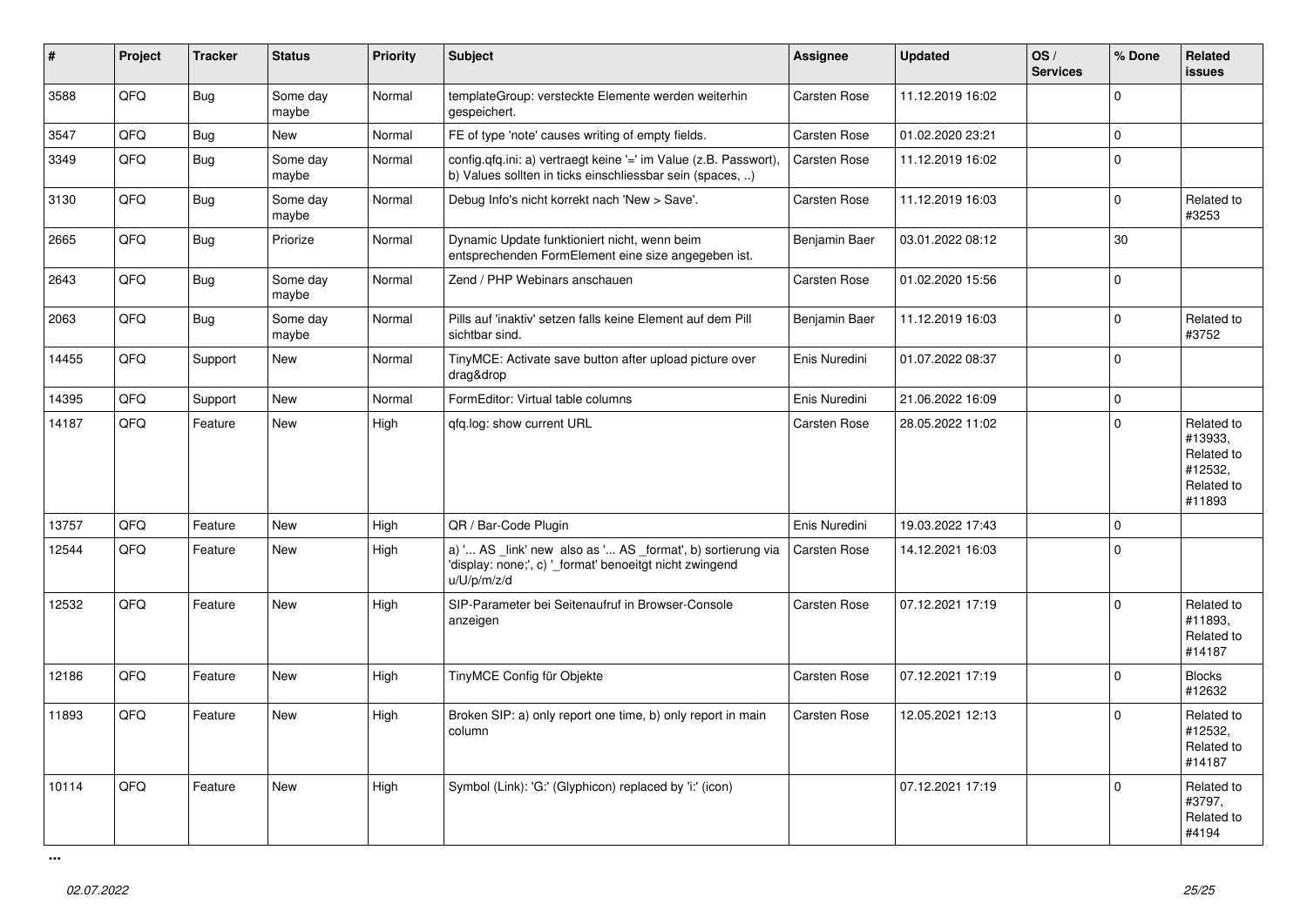| # | Project | Tracker | Status | Priority | Subject | Assignee | Updated | OS / Services | % Done | Related issues |
|---|---|---|---|---|---|---|---|---|---|---|
| 3588 | QFQ | Bug | Some day maybe | Normal | templateGroup: versteckte Elemente werden weiterhin gespeichert. | Carsten Rose | 11.12.2019 16:02 | | 0 | |
| 3547 | QFQ | Bug | New | Normal | FE of type 'note' causes writing of empty fields. | Carsten Rose | 01.02.2020 23:21 | | 0 | |
| 3349 | QFQ | Bug | Some day maybe | Normal | config.qfq.ini: a) vertraegt keine '=' im Value (z.B. Passwort), b) Values sollten in ticks einschliessbar sein (spaces, ..) | Carsten Rose | 11.12.2019 16:02 | | 0 | |
| 3130 | QFQ | Bug | Some day maybe | Normal | Debug Info's nicht korrekt nach 'New > Save'. | Carsten Rose | 11.12.2019 16:03 | | 0 | Related to #3253 |
| 2665 | QFQ | Bug | Priorize | Normal | Dynamic Update funktioniert nicht, wenn beim entsprechenden FormElement eine size angegeben ist. | Benjamin Baer | 03.01.2022 08:12 | | 30 | |
| 2643 | QFQ | Bug | Some day maybe | Normal | Zend / PHP Webinars anschauen | Carsten Rose | 01.02.2020 15:56 | | 0 | |
| 2063 | QFQ | Bug | Some day maybe | Normal | Pills auf 'inaktiv' setzen falls keine Element auf dem Pill sichtbar sind. | Benjamin Baer | 11.12.2019 16:03 | | 0 | Related to #3752 |
| 14455 | QFQ | Support | New | Normal | TinyMCE: Activate save button after upload picture over drag&drop | Enis Nuredini | 01.07.2022 08:37 | | 0 | |
| 14395 | QFQ | Support | New | Normal | FormEditor: Virtual table columns | Enis Nuredini | 21.06.2022 16:09 | | 0 | |
| 14187 | QFQ | Feature | New | High | qfq.log: show current URL | Carsten Rose | 28.05.2022 11:02 | | 0 | Related to #13933, Related to #12532, Related to #11893 |
| 13757 | QFQ | Feature | New | High | QR / Bar-Code Plugin | Enis Nuredini | 19.03.2022 17:43 | | 0 | |
| 12544 | QFQ | Feature | New | High | a) '... AS _link' new also as '... AS _format', b) sortierung via 'display: none;', c) '_format' benoeitgt nicht zwingend u/U/p/m/z/d | Carsten Rose | 14.12.2021 16:03 | | 0 | |
| 12532 | QFQ | Feature | New | High | SIP-Parameter bei Seitenaufruf in Browser-Console anzeigen | Carsten Rose | 07.12.2021 17:19 | | 0 | Related to #11893, Related to #14187 |
| 12186 | QFQ | Feature | New | High | TinyMCE Config für Objekte | Carsten Rose | 07.12.2021 17:19 | | 0 | Blocks #12632 |
| 11893 | QFQ | Feature | New | High | Broken SIP: a) only report one time, b) only report in main column | Carsten Rose | 12.05.2021 12:13 | | 0 | Related to #12532, Related to #14187 |
| 10114 | QFQ | Feature | New | High | Symbol (Link): 'G:' (Glyphicon) replaced by 'i:' (icon) | | 07.12.2021 17:19 | | 0 | Related to #3797, Related to #4194 |

...